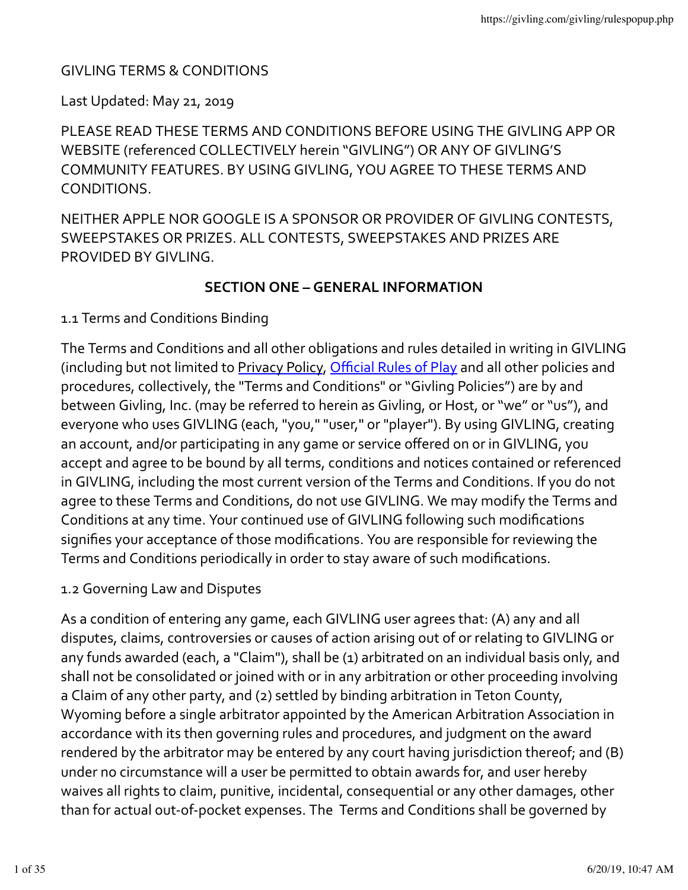GIVLING TERMS & CONDITIONS

Last Updated: May 21, 2019

PLEASE READ THESE TERMS AND CONDITIONS BEFORE USING THE GIVLING APP OR WEBSITE (referenced COLLECTIVELY herein "GIVLING") OR ANY OF GIVLING'S COMMUNITY FEATURES. BY USING GIVLING, YOU AGREE TO THESE TERMS AND CONDITIONS.

NEITHER APPLE NOR GOOGLE IS A SPONSOR OR PROVIDER OF GIVLING CONTESTS, SWEEPSTAKES OR PRIZES. ALL CONTESTS, SWEEPSTAKES AND PRIZES ARE PROVIDED BY GIVLING.

## SECTION ONE – GENERAL INFORMATION

1.1 Terms and Conditions Binding

The Terms and Conditions and all other obligations and rules detailed in writing in GIVLING (including but not limited to Privacy Policy, Official Rules of Play and all other policies and procedures, collectively, the "Terms and Conditions" or "Givling Policies") are by and between Givling, Inc. (may be referred to herein as Givling, or Host, or "we" or "us"), and everyone who uses GIVLING (each, "you," "user," or "player"). By using GIVLING, creating an account, and/or participating in any game or service offered on or in GIVLING, you accept and agree to be bound by all terms, conditions and notices contained or referenced in GIVLING, including the most current version of the Terms and Conditions. If you do not agree to these Terms and Conditions, do not use GIVLING. We may modify the Terms and Conditions at any time. Your continued use of GIVLING following such modifications signifies your acceptance of those modifications. You are responsible for reviewing the Terms and Conditions periodically in order to stay aware of such modifications.

1.2 Governing Law and Disputes

As a condition of entering any game, each GIVLING user agrees that: (A) any and all disputes, claims, controversies or causes of action arising out of or relating to GIVLING or any funds awarded (each, a "Claim"), shall be (1) arbitrated on an individual basis only, and shall not be consolidated or joined with or in any arbitration or other proceeding involving a Claim of any other party, and (2) settled by binding arbitration in Teton County, Wyoming before a single arbitrator appointed by the American Arbitration Association in accordance with its then governing rules and procedures, and judgment on the award rendered by the arbitrator may be entered by any court having jurisdiction thereof; and (B) under no circumstance will a user be permitted to obtain awards for, and user hereby waives all rights to claim, punitive, incidental, consequential or any other damages, other than for actual out-of-pocket expenses. The Terms and Conditions shall be governed by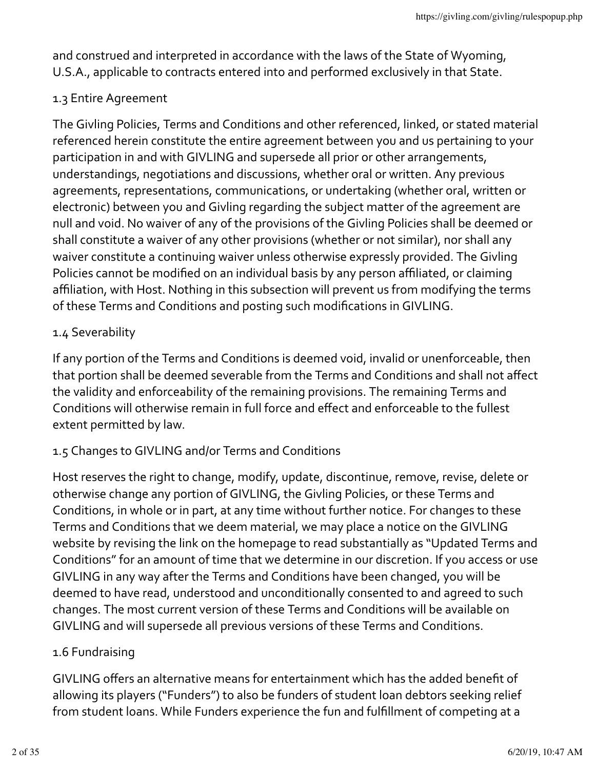and construed and interpreted in accordance with the laws of the State of Wyoming, U.S.A., applicable to contracts entered into and performed exclusively in that State.

### 1.3 Entire Agreement

The Givling Policies, Terms and Conditions and other referenced, linked, or stated material referenced herein constitute the entire agreement between you and us pertaining to your participation in and with GIVLING and supersede all prior or other arrangements, understandings, negotiations and discussions, whether oral or written. Any previous agreements, representations, communications, or undertaking (whether oral, written or electronic) between you and Givling regarding the subject matter of the agreement are null and void. No waiver of any of the provisions of the Givling Policies shall be deemed or shall constitute a waiver of any other provisions (whether or not similar), nor shall any waiver constitute a continuing waiver unless otherwise expressly provided. The Givling Policies cannot be modified on an individual basis by any person affiliated, or claiming affiliation, with Host. Nothing in this subsection will prevent us from modifying the terms of these Terms and Conditions and posting such modifications in GIVLING.

### 1.4 Severability

If any portion of the Terms and Conditions is deemed void, invalid or unenforceable, then that portion shall be deemed severable from the Terms and Conditions and shall not affect the validity and enforceability of the remaining provisions. The remaining Terms and Conditions will otherwise remain in full force and effect and enforceable to the fullest extent permitted by law.

### 1.5 Changes to GIVLING and/or Terms and Conditions

Host reserves the right to change, modify, update, discontinue, remove, revise, delete or otherwise change any portion of GIVLING, the Givling Policies, or these Terms and Conditions, in whole or in part, at any time without further notice. For changes to these Terms and Conditions that we deem material, we may place a notice on the GIVLING website by revising the link on the homepage to read substantially as "Updated Terms and Conditions" for an amount of time that we determine in our discretion. If you access or use GIVLING in any way after the Terms and Conditions have been changed, you will be deemed to have read, understood and unconditionally consented to and agreed to such changes. The most current version of these Terms and Conditions will be available on GIVLING and will supersede all previous versions of these Terms and Conditions.

### 1.6 Fundraising

GIVLING offers an alternative means for entertainment which has the added benefit of allowing its players ("Funders") to also be funders of student loan debtors seeking relief from student loans. While Funders experience the fun and fulfillment of competing at a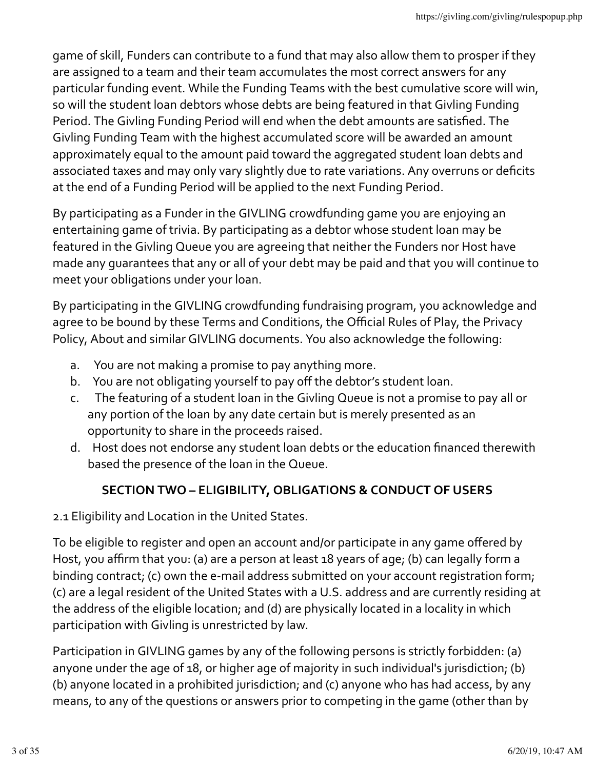game of skill, Funders can contribute to a fund that may also allow them to prosper if they are assigned to a team and their team accumulates the most correct answers for any particular funding event. While the Funding Teams with the best cumulative score will win, so will the student loan debtors whose debts are being featured in that Givling Funding Period. The Givling Funding Period will end when the debt amounts are satisfied. The Givling Funding Team with the highest accumulated score will be awarded an amount approximately equal to the amount paid toward the aggregated student loan debts and associated taxes and may only vary slightly due to rate variations. Any overruns or deficits at the end of a Funding Period will be applied to the next Funding Period.

By participating as a Funder in the GIVLING crowdfunding game you are enjoying an entertaining game of trivia. By participating as a debtor whose student loan may be featured in the Givling Queue you are agreeing that neither the Funders nor Host have made any guarantees that any or all of your debt may be paid and that you will continue to meet your obligations under your loan.

By participating in the GIVLING crowdfunding fundraising program, you acknowledge and agree to be bound by these Terms and Conditions, the Official Rules of Play, the Privacy Policy, About and similar GIVLING documents. You also acknowledge the following:

a. You are not making a promise to pay anything more.
b. You are not obligating yourself to pay off the debtor's student loan.
c. The featuring of a student loan in the Givling Queue is not a promise to pay all or any portion of the loan by any date certain but is merely presented as an opportunity to share in the proceeds raised.
d. Host does not endorse any student loan debts or the education financed therewith based the presence of the loan in the Queue.

## SECTION TWO – ELIGIBILITY, OBLIGATIONS & CONDUCT OF USERS

2.1 Eligibility and Location in the United States.

To be eligible to register and open an account and/or participate in any game offered by Host, you affirm that you: (a) are a person at least 18 years of age; (b) can legally form a binding contract; (c) own the e-mail address submitted on your account registration form; (c) are a legal resident of the United States with a U.S. address and are currently residing at the address of the eligible location; and (d) are physically located in a locality in which participation with Givling is unrestricted by law.

Participation in GIVLING games by any of the following persons is strictly forbidden: (a) anyone under the age of 18, or higher age of majority in such individual's jurisdiction; (b) (b) anyone located in a prohibited jurisdiction; and (c) anyone who has had access, by any means, to any of the questions or answers prior to competing in the game (other than by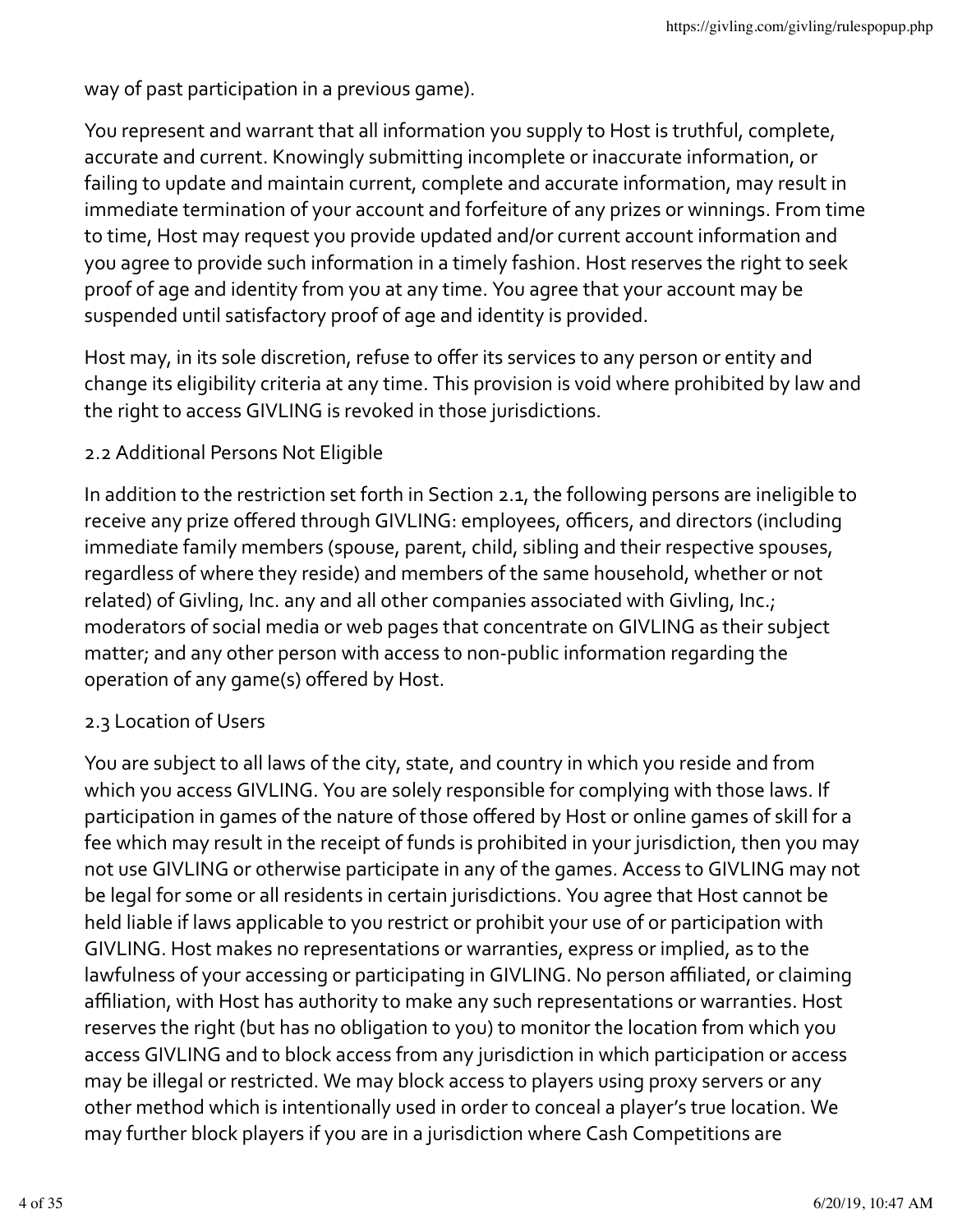way of past participation in a previous game).

You represent and warrant that all information you supply to Host is truthful, complete, accurate and current. Knowingly submitting incomplete or inaccurate information, or failing to update and maintain current, complete and accurate information, may result in immediate termination of your account and forfeiture of any prizes or winnings. From time to time, Host may request you provide updated and/or current account information and you agree to provide such information in a timely fashion. Host reserves the right to seek proof of age and identity from you at any time. You agree that your account may be suspended until satisfactory proof of age and identity is provided.

Host may, in its sole discretion, refuse to offer its services to any person or entity and change its eligibility criteria at any time. This provision is void where prohibited by law and the right to access GIVLING is revoked in those jurisdictions.

### 2.2 Additional Persons Not Eligible

In addition to the restriction set forth in Section 2.1, the following persons are ineligible to receive any prize offered through GIVLING: employees, officers, and directors (including immediate family members (spouse, parent, child, sibling and their respective spouses, regardless of where they reside) and members of the same household, whether or not related) of Givling, Inc. any and all other companies associated with Givling, Inc.; moderators of social media or web pages that concentrate on GIVLING as their subject matter; and any other person with access to non-public information regarding the operation of any game(s) offered by Host.

### 2.3 Location of Users

You are subject to all laws of the city, state, and country in which you reside and from which you access GIVLING. You are solely responsible for complying with those laws. If participation in games of the nature of those offered by Host or online games of skill for a fee which may result in the receipt of funds is prohibited in your jurisdiction, then you may not use GIVLING or otherwise participate in any of the games. Access to GIVLING may not be legal for some or all residents in certain jurisdictions. You agree that Host cannot be held liable if laws applicable to you restrict or prohibit your use of or participation with GIVLING. Host makes no representations or warranties, express or implied, as to the lawfulness of your accessing or participating in GIVLING. No person affiliated, or claiming affiliation, with Host has authority to make any such representations or warranties. Host reserves the right (but has no obligation to you) to monitor the location from which you access GIVLING and to block access from any jurisdiction in which participation or access may be illegal or restricted. We may block access to players using proxy servers or any other method which is intentionally used in order to conceal a player's true location. We may further block players if you are in a jurisdiction where Cash Competitions are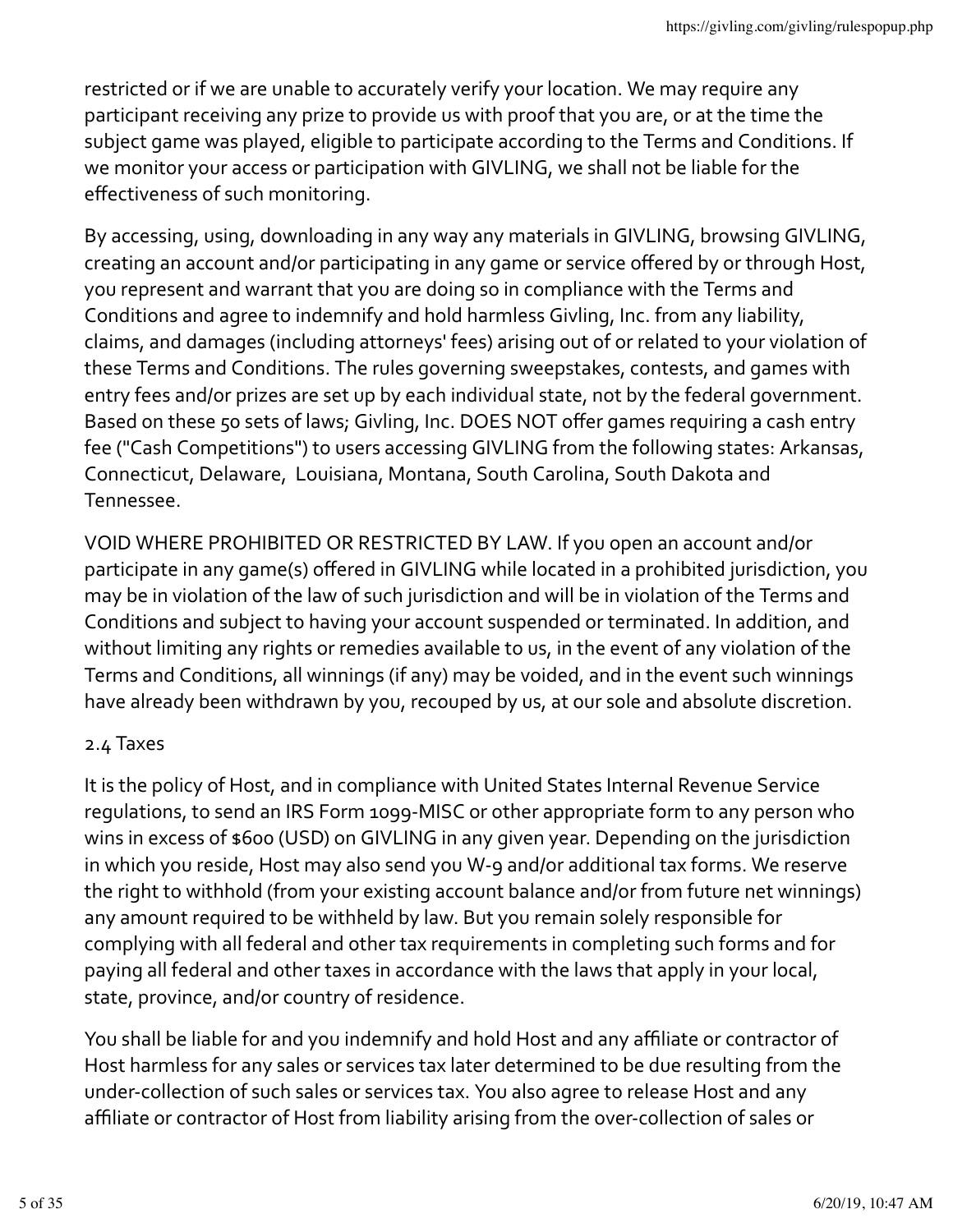restricted or if we are unable to accurately verify your location. We may require any participant receiving any prize to provide us with proof that you are, or at the time the subject game was played, eligible to participate according to the Terms and Conditions. If we monitor your access or participation with GIVLING, we shall not be liable for the effectiveness of such monitoring.

By accessing, using, downloading in any way any materials in GIVLING, browsing GIVLING, creating an account and/or participating in any game or service offered by or through Host, you represent and warrant that you are doing so in compliance with the Terms and Conditions and agree to indemnify and hold harmless Givling, Inc. from any liability, claims, and damages (including attorneys' fees) arising out of or related to your violation of these Terms and Conditions. The rules governing sweepstakes, contests, and games with entry fees and/or prizes are set up by each individual state, not by the federal government. Based on these 50 sets of laws; Givling, Inc. DOES NOT offer games requiring a cash entry fee ("Cash Competitions") to users accessing GIVLING from the following states: Arkansas, Connecticut, Delaware, Louisiana, Montana, South Carolina, South Dakota and Tennessee.

VOID WHERE PROHIBITED OR RESTRICTED BY LAW. If you open an account and/or participate in any game(s) offered in GIVLING while located in a prohibited jurisdiction, you may be in violation of the law of such jurisdiction and will be in violation of the Terms and Conditions and subject to having your account suspended or terminated. In addition, and without limiting any rights or remedies available to us, in the event of any violation of the Terms and Conditions, all winnings (if any) may be voided, and in the event such winnings have already been withdrawn by you, recouped by us, at our sole and absolute discretion.

2.4 Taxes

It is the policy of Host, and in compliance with United States Internal Revenue Service regulations, to send an IRS Form 1099-MISC or other appropriate form to any person who wins in excess of $600 (USD) on GIVLING in any given year. Depending on the jurisdiction in which you reside, Host may also send you W-9 and/or additional tax forms. We reserve the right to withhold (from your existing account balance and/or from future net winnings) any amount required to be withheld by law. But you remain solely responsible for complying with all federal and other tax requirements in completing such forms and for paying all federal and other taxes in accordance with the laws that apply in your local, state, province, and/or country of residence.

You shall be liable for and you indemnify and hold Host and any affiliate or contractor of Host harmless for any sales or services tax later determined to be due resulting from the under-collection of such sales or services tax. You also agree to release Host and any affiliate or contractor of Host from liability arising from the over-collection of sales or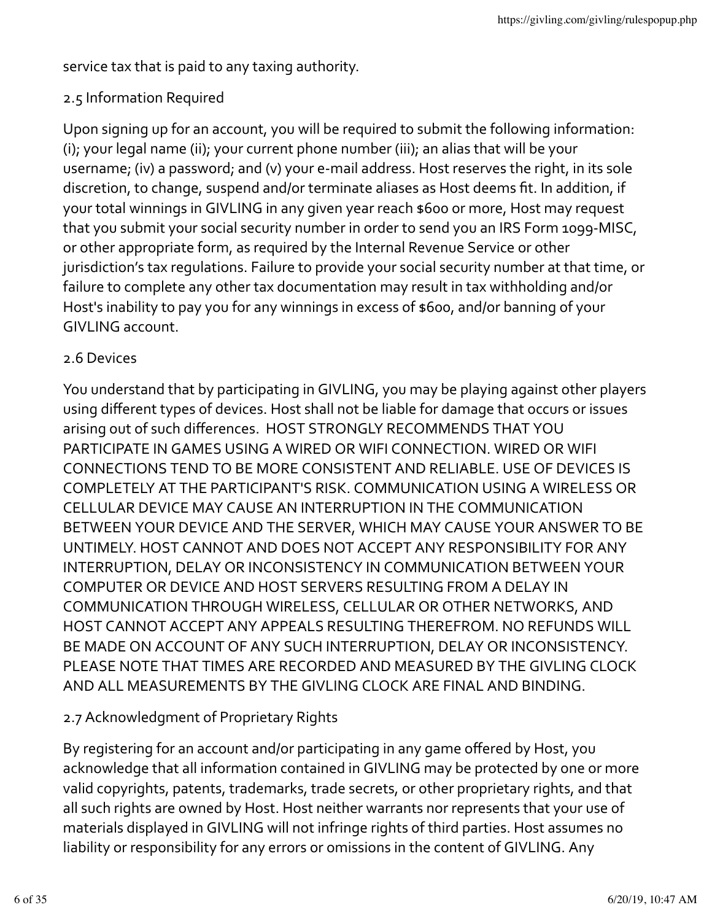service tax that is paid to any taxing authority.

## 2.5 Information Required

Upon signing up for an account, you will be required to submit the following information: (i); your legal name (ii); your current phone number (iii); an alias that will be your username; (iv) a password; and (v) your e-mail address. Host reserves the right, in its sole discretion, to change, suspend and/or terminate aliases as Host deems fit. In addition, if your total winnings in GIVLING in any given year reach $600 or more, Host may request that you submit your social security number in order to send you an IRS Form 1099-MISC, or other appropriate form, as required by the Internal Revenue Service or other jurisdiction's tax regulations. Failure to provide your social security number at that time, or failure to complete any other tax documentation may result in tax withholding and/or Host's inability to pay you for any winnings in excess of $600, and/or banning of your GIVLING account.

## 2.6 Devices

You understand that by participating in GIVLING, you may be playing against other players using different types of devices. Host shall not be liable for damage that occurs or issues arising out of such differences. HOST STRONGLY RECOMMENDS THAT YOU PARTICIPATE IN GAMES USING A WIRED OR WIFI CONNECTION. WIRED OR WIFI CONNECTIONS TEND TO BE MORE CONSISTENT AND RELIABLE. USE OF DEVICES IS COMPLETELY AT THE PARTICIPANT'S RISK. COMMUNICATION USING A WIRELESS OR CELLULAR DEVICE MAY CAUSE AN INTERRUPTION IN THE COMMUNICATION BETWEEN YOUR DEVICE AND THE SERVER, WHICH MAY CAUSE YOUR ANSWER TO BE UNTIMELY. HOST CANNOT AND DOES NOT ACCEPT ANY RESPONSIBILITY FOR ANY INTERRUPTION, DELAY OR INCONSISTENCY IN COMMUNICATION BETWEEN YOUR COMPUTER OR DEVICE AND HOST SERVERS RESULTING FROM A DELAY IN COMMUNICATION THROUGH WIRELESS, CELLULAR OR OTHER NETWORKS, AND HOST CANNOT ACCEPT ANY APPEALS RESULTING THEREFROM. NO REFUNDS WILL BE MADE ON ACCOUNT OF ANY SUCH INTERRUPTION, DELAY OR INCONSISTENCY. PLEASE NOTE THAT TIMES ARE RECORDED AND MEASURED BY THE GIVLING CLOCK AND ALL MEASUREMENTS BY THE GIVLING CLOCK ARE FINAL AND BINDING.

## 2.7 Acknowledgment of Proprietary Rights

By registering for an account and/or participating in any game offered by Host, you acknowledge that all information contained in GIVLING may be protected by one or more valid copyrights, patents, trademarks, trade secrets, or other proprietary rights, and that all such rights are owned by Host. Host neither warrants nor represents that your use of materials displayed in GIVLING will not infringe rights of third parties. Host assumes no liability or responsibility for any errors or omissions in the content of GIVLING. Any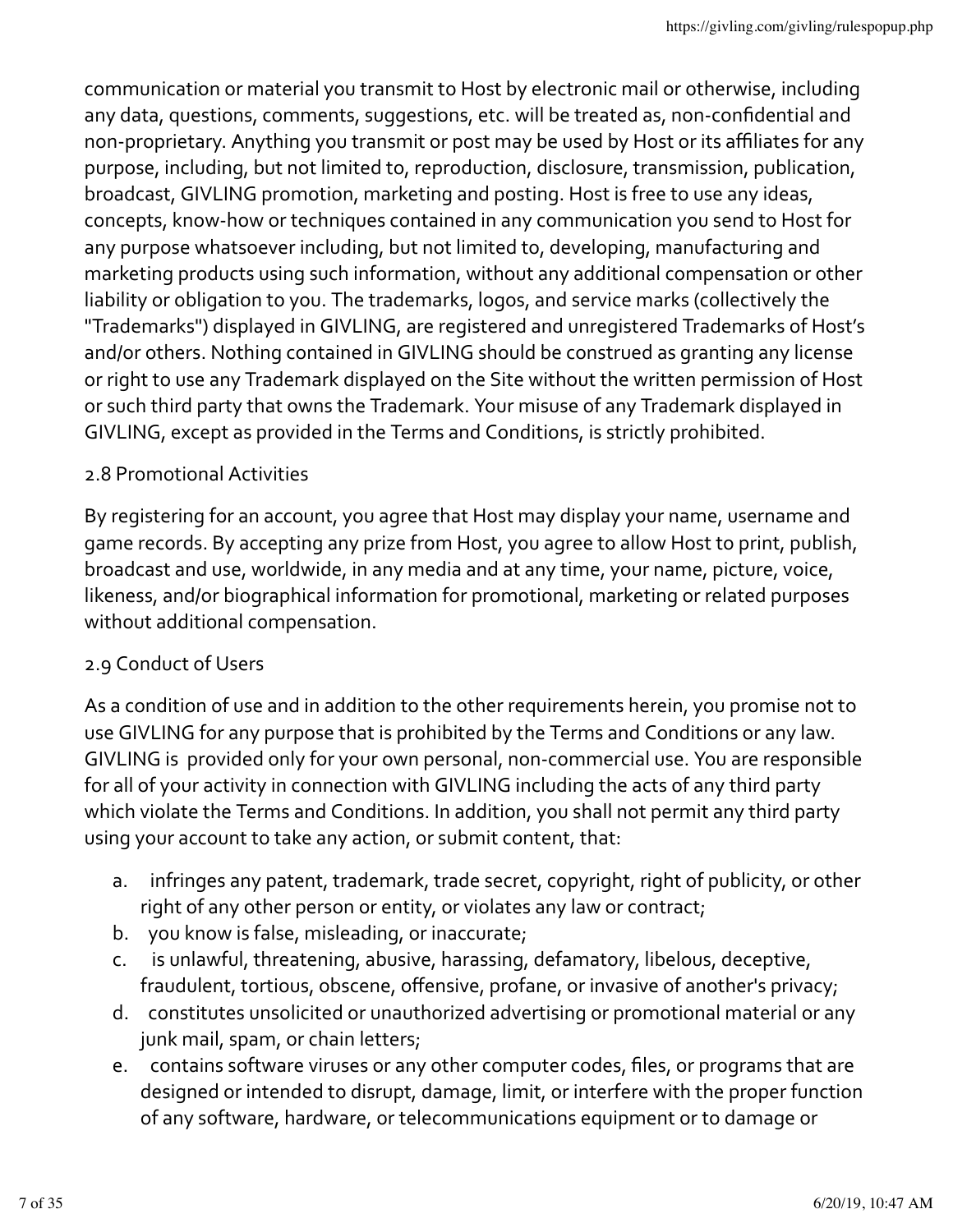communication or material you transmit to Host by electronic mail or otherwise, including any data, questions, comments, suggestions, etc. will be treated as, non-confidential and non-proprietary. Anything you transmit or post may be used by Host or its affiliates for any purpose, including, but not limited to, reproduction, disclosure, transmission, publication, broadcast, GIVLING promotion, marketing and posting. Host is free to use any ideas, concepts, know-how or techniques contained in any communication you send to Host for any purpose whatsoever including, but not limited to, developing, manufacturing and marketing products using such information, without any additional compensation or other liability or obligation to you. The trademarks, logos, and service marks (collectively the "Trademarks") displayed in GIVLING, are registered and unregistered Trademarks of Host's and/or others. Nothing contained in GIVLING should be construed as granting any license or right to use any Trademark displayed on the Site without the written permission of Host or such third party that owns the Trademark. Your misuse of any Trademark displayed in GIVLING, except as provided in the Terms and Conditions, is strictly prohibited.

### 2.8 Promotional Activities

By registering for an account, you agree that Host may display your name, username and game records. By accepting any prize from Host, you agree to allow Host to print, publish, broadcast and use, worldwide, in any media and at any time, your name, picture, voice, likeness, and/or biographical information for promotional, marketing or related purposes without additional compensation.

### 2.9 Conduct of Users

As a condition of use and in addition to the other requirements herein, you promise not to use GIVLING for any purpose that is prohibited by the Terms and Conditions or any law. GIVLING is provided only for your own personal, non-commercial use. You are responsible for all of your activity in connection with GIVLING including the acts of any third party which violate the Terms and Conditions. In addition, you shall not permit any third party using your account to take any action, or submit content, that:

a. infringes any patent, trademark, trade secret, copyright, right of publicity, or other right of any other person or entity, or violates any law or contract;
b. you know is false, misleading, or inaccurate;
c. is unlawful, threatening, abusive, harassing, defamatory, libelous, deceptive, fraudulent, tortious, obscene, offensive, profane, or invasive of another's privacy;
d. constitutes unsolicited or unauthorized advertising or promotional material or any junk mail, spam, or chain letters;
e. contains software viruses or any other computer codes, files, or programs that are designed or intended to disrupt, damage, limit, or interfere with the proper function of any software, hardware, or telecommunications equipment or to damage or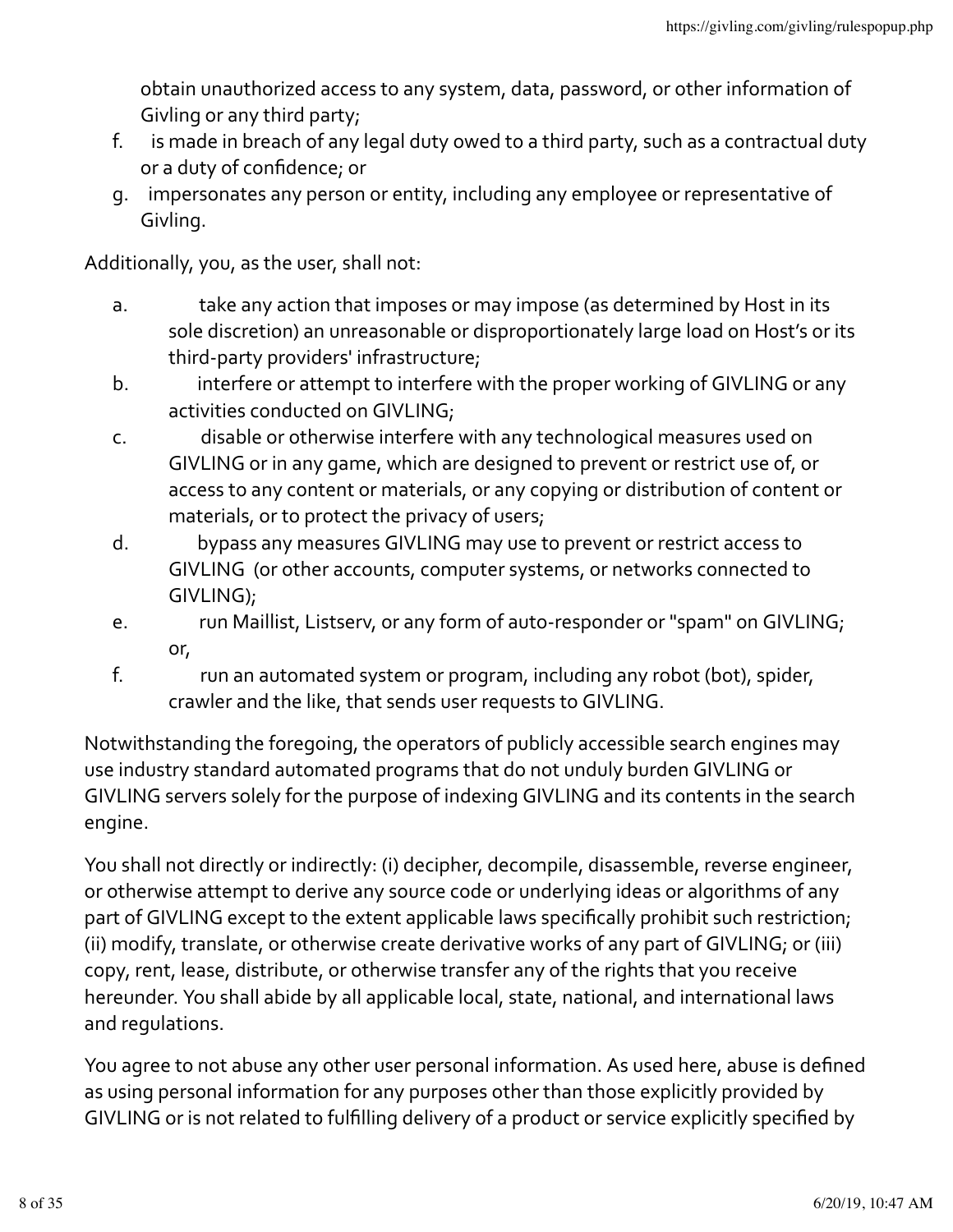obtain unauthorized access to any system, data, password, or other information of Givling or any third party;

f. is made in breach of any legal duty owed to a third party, such as a contractual duty or a duty of confidence; or

g. impersonates any person or entity, including any employee or representative of Givling.

Additionally, you, as the user, shall not:

a. take any action that imposes or may impose (as determined by Host in its sole discretion) an unreasonable or disproportionately large load on Host's or its third-party providers' infrastructure;

b. interfere or attempt to interfere with the proper working of GIVLING or any activities conducted on GIVLING;

c. disable or otherwise interfere with any technological measures used on GIVLING or in any game, which are designed to prevent or restrict use of, or access to any content or materials, or any copying or distribution of content or materials, or to protect the privacy of users;

d. bypass any measures GIVLING may use to prevent or restrict access to GIVLING (or other accounts, computer systems, or networks connected to GIVLING);

e. run Maillist, Listserv, or any form of auto-responder or "spam" on GIVLING; or,

f. run an automated system or program, including any robot (bot), spider, crawler and the like, that sends user requests to GIVLING.

Notwithstanding the foregoing, the operators of publicly accessible search engines may use industry standard automated programs that do not unduly burden GIVLING or GIVLING servers solely for the purpose of indexing GIVLING and its contents in the search engine.

You shall not directly or indirectly: (i) decipher, decompile, disassemble, reverse engineer, or otherwise attempt to derive any source code or underlying ideas or algorithms of any part of GIVLING except to the extent applicable laws specifically prohibit such restriction; (ii) modify, translate, or otherwise create derivative works of any part of GIVLING; or (iii) copy, rent, lease, distribute, or otherwise transfer any of the rights that you receive hereunder. You shall abide by all applicable local, state, national, and international laws and regulations.

You agree to not abuse any other user personal information. As used here, abuse is defined as using personal information for any purposes other than those explicitly provided by GIVLING or is not related to fulfilling delivery of a product or service explicitly specified by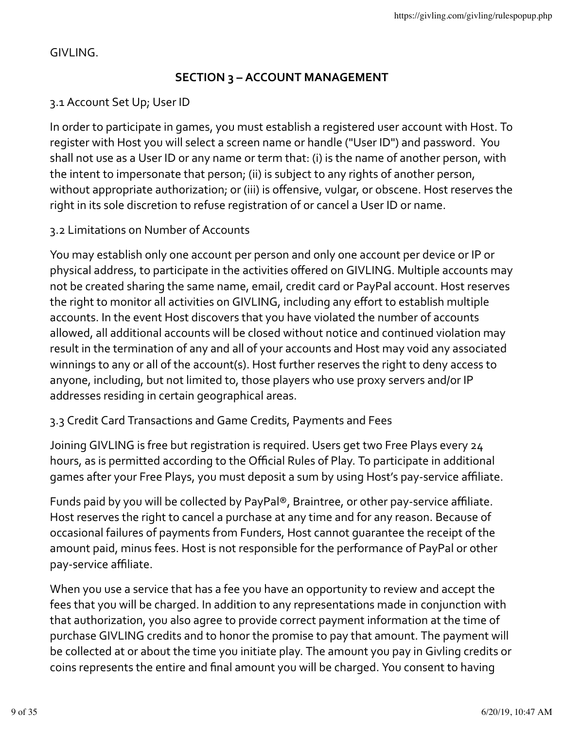GIVLING.

## SECTION 3 – ACCOUNT MANAGEMENT

### 3.1 Account Set Up; User ID

In order to participate in games, you must establish a registered user account with Host. To register with Host you will select a screen name or handle ("User ID") and password. You shall not use as a User ID or any name or term that: (i) is the name of another person, with the intent to impersonate that person; (ii) is subject to any rights of another person, without appropriate authorization; or (iii) is offensive, vulgar, or obscene. Host reserves the right in its sole discretion to refuse registration of or cancel a User ID or name.

### 3.2 Limitations on Number of Accounts

You may establish only one account per person and only one account per device or IP or physical address, to participate in the activities offered on GIVLING. Multiple accounts may not be created sharing the same name, email, credit card or PayPal account. Host reserves the right to monitor all activities on GIVLING, including any effort to establish multiple accounts. In the event Host discovers that you have violated the number of accounts allowed, all additional accounts will be closed without notice and continued violation may result in the termination of any and all of your accounts and Host may void any associated winnings to any or all of the account(s). Host further reserves the right to deny access to anyone, including, but not limited to, those players who use proxy servers and/or IP addresses residing in certain geographical areas.

### 3.3 Credit Card Transactions and Game Credits, Payments and Fees

Joining GIVLING is free but registration is required. Users get two Free Plays every 24 hours, as is permitted according to the Official Rules of Play. To participate in additional games after your Free Plays, you must deposit a sum by using Host's pay-service affiliate.

Funds paid by you will be collected by PayPal®, Braintree, or other pay-service affiliate. Host reserves the right to cancel a purchase at any time and for any reason. Because of occasional failures of payments from Funders, Host cannot guarantee the receipt of the amount paid, minus fees. Host is not responsible for the performance of PayPal or other pay-service affiliate.

When you use a service that has a fee you have an opportunity to review and accept the fees that you will be charged. In addition to any representations made in conjunction with that authorization, you also agree to provide correct payment information at the time of purchase GIVLING credits and to honor the promise to pay that amount. The payment will be collected at or about the time you initiate play. The amount you pay in Givling credits or coins represents the entire and final amount you will be charged. You consent to having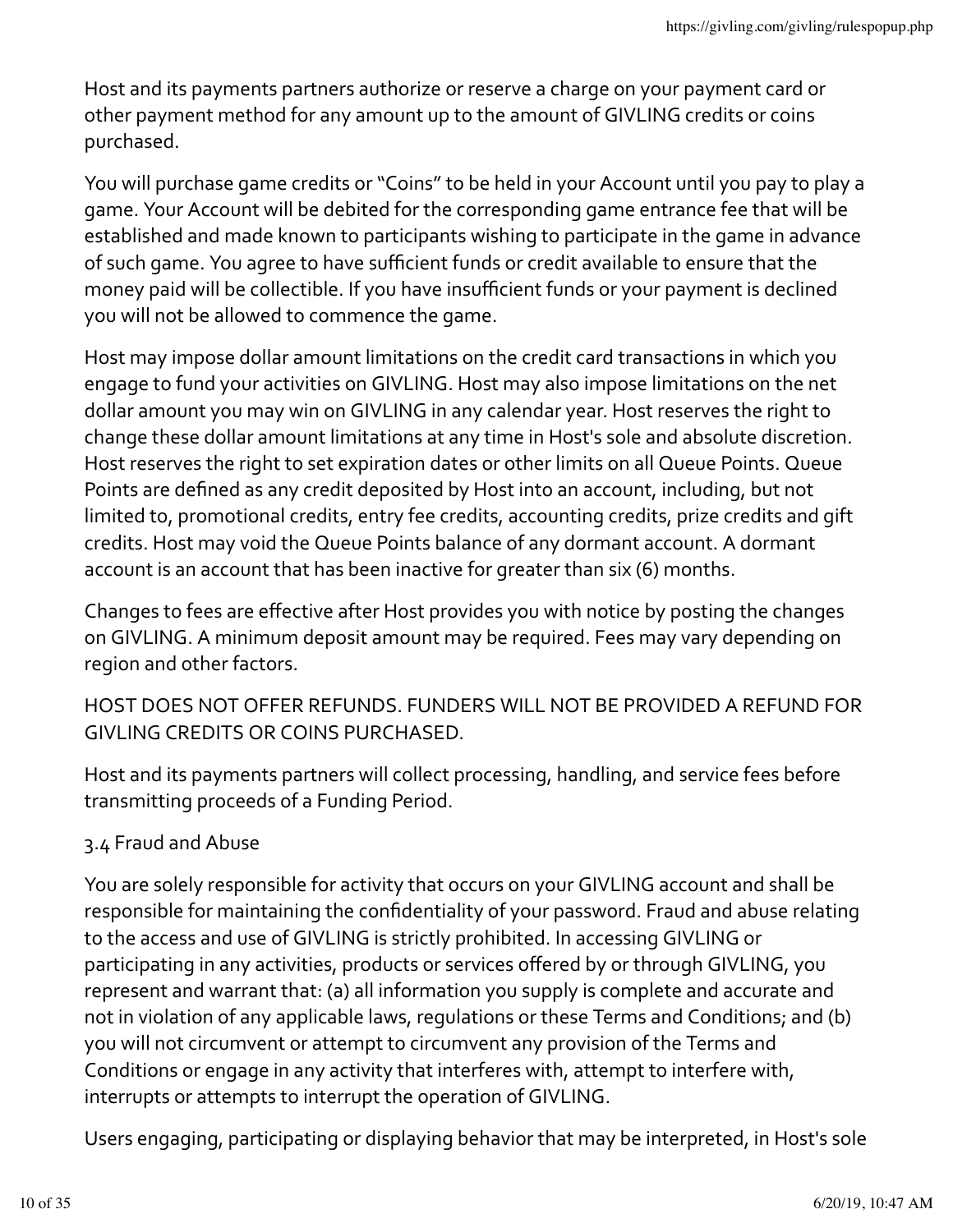Host and its payments partners authorize or reserve a charge on your payment card or other payment method for any amount up to the amount of GIVLING credits or coins purchased.

You will purchase game credits or "Coins" to be held in your Account until you pay to play a game. Your Account will be debited for the corresponding game entrance fee that will be established and made known to participants wishing to participate in the game in advance of such game. You agree to have sufficient funds or credit available to ensure that the money paid will be collectible. If you have insufficient funds or your payment is declined you will not be allowed to commence the game.

Host may impose dollar amount limitations on the credit card transactions in which you engage to fund your activities on GIVLING. Host may also impose limitations on the net dollar amount you may win on GIVLING in any calendar year. Host reserves the right to change these dollar amount limitations at any time in Host's sole and absolute discretion. Host reserves the right to set expiration dates or other limits on all Queue Points. Queue Points are defined as any credit deposited by Host into an account, including, but not limited to, promotional credits, entry fee credits, accounting credits, prize credits and gift credits. Host may void the Queue Points balance of any dormant account. A dormant account is an account that has been inactive for greater than six (6) months.

Changes to fees are effective after Host provides you with notice by posting the changes on GIVLING. A minimum deposit amount may be required. Fees may vary depending on region and other factors.

HOST DOES NOT OFFER REFUNDS. FUNDERS WILL NOT BE PROVIDED A REFUND FOR GIVLING CREDITS OR COINS PURCHASED.

Host and its payments partners will collect processing, handling, and service fees before transmitting proceeds of a Funding Period.

### 3.4 Fraud and Abuse

You are solely responsible for activity that occurs on your GIVLING account and shall be responsible for maintaining the confidentiality of your password. Fraud and abuse relating to the access and use of GIVLING is strictly prohibited. In accessing GIVLING or participating in any activities, products or services offered by or through GIVLING, you represent and warrant that: (a) all information you supply is complete and accurate and not in violation of any applicable laws, regulations or these Terms and Conditions; and (b) you will not circumvent or attempt to circumvent any provision of the Terms and Conditions or engage in any activity that interferes with, attempt to interfere with, interrupts or attempts to interrupt the operation of GIVLING.

Users engaging, participating or displaying behavior that may be interpreted, in Host's sole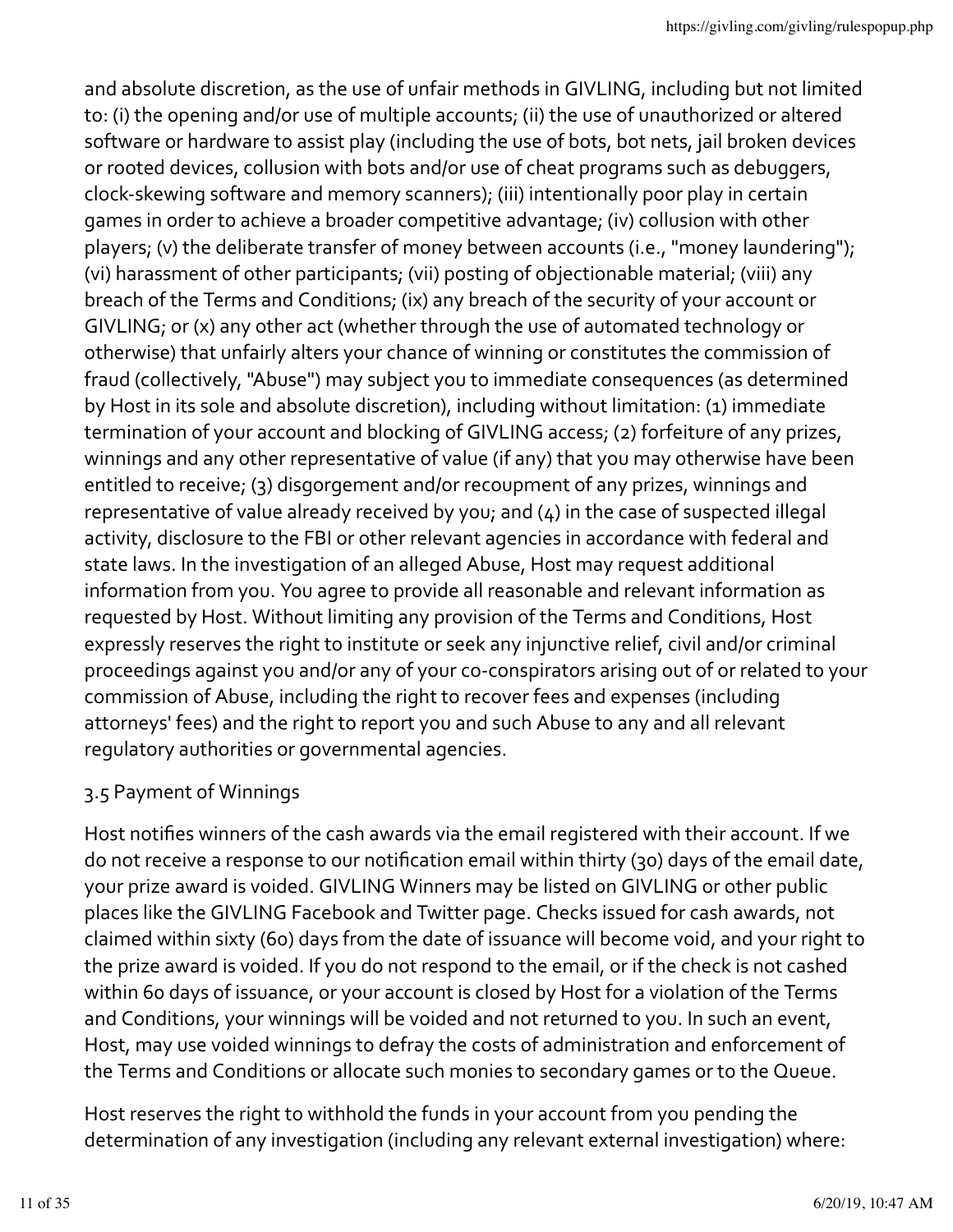and absolute discretion, as the use of unfair methods in GIVLING, including but not limited to: (i) the opening and/or use of multiple accounts; (ii) the use of unauthorized or altered software or hardware to assist play (including the use of bots, bot nets, jail broken devices or rooted devices, collusion with bots and/or use of cheat programs such as debuggers, clock-skewing software and memory scanners); (iii) intentionally poor play in certain games in order to achieve a broader competitive advantage; (iv) collusion with other players; (v) the deliberate transfer of money between accounts (i.e., "money laundering"); (vi) harassment of other participants; (vii) posting of objectionable material; (viii) any breach of the Terms and Conditions; (ix) any breach of the security of your account or GIVLING; or (x) any other act (whether through the use of automated technology or otherwise) that unfairly alters your chance of winning or constitutes the commission of fraud (collectively, "Abuse") may subject you to immediate consequences (as determined by Host in its sole and absolute discretion), including without limitation: (1) immediate termination of your account and blocking of GIVLING access; (2) forfeiture of any prizes, winnings and any other representative of value (if any) that you may otherwise have been entitled to receive; (3) disgorgement and/or recoupment of any prizes, winnings and representative of value already received by you; and (4) in the case of suspected illegal activity, disclosure to the FBI or other relevant agencies in accordance with federal and state laws. In the investigation of an alleged Abuse, Host may request additional information from you. You agree to provide all reasonable and relevant information as requested by Host. Without limiting any provision of the Terms and Conditions, Host expressly reserves the right to institute or seek any injunctive relief, civil and/or criminal proceedings against you and/or any of your co-conspirators arising out of or related to your commission of Abuse, including the right to recover fees and expenses (including attorneys' fees) and the right to report you and such Abuse to any and all relevant regulatory authorities or governmental agencies.

3.5 Payment of Winnings

Host notifies winners of the cash awards via the email registered with their account. If we do not receive a response to our notification email within thirty (30) days of the email date, your prize award is voided. GIVLING Winners may be listed on GIVLING or other public places like the GIVLING Facebook and Twitter page. Checks issued for cash awards, not claimed within sixty (60) days from the date of issuance will become void, and your right to the prize award is voided. If you do not respond to the email, or if the check is not cashed within 60 days of issuance, or your account is closed by Host for a violation of the Terms and Conditions, your winnings will be voided and not returned to you. In such an event, Host, may use voided winnings to defray the costs of administration and enforcement of the Terms and Conditions or allocate such monies to secondary games or to the Queue.

Host reserves the right to withhold the funds in your account from you pending the determination of any investigation (including any relevant external investigation) where: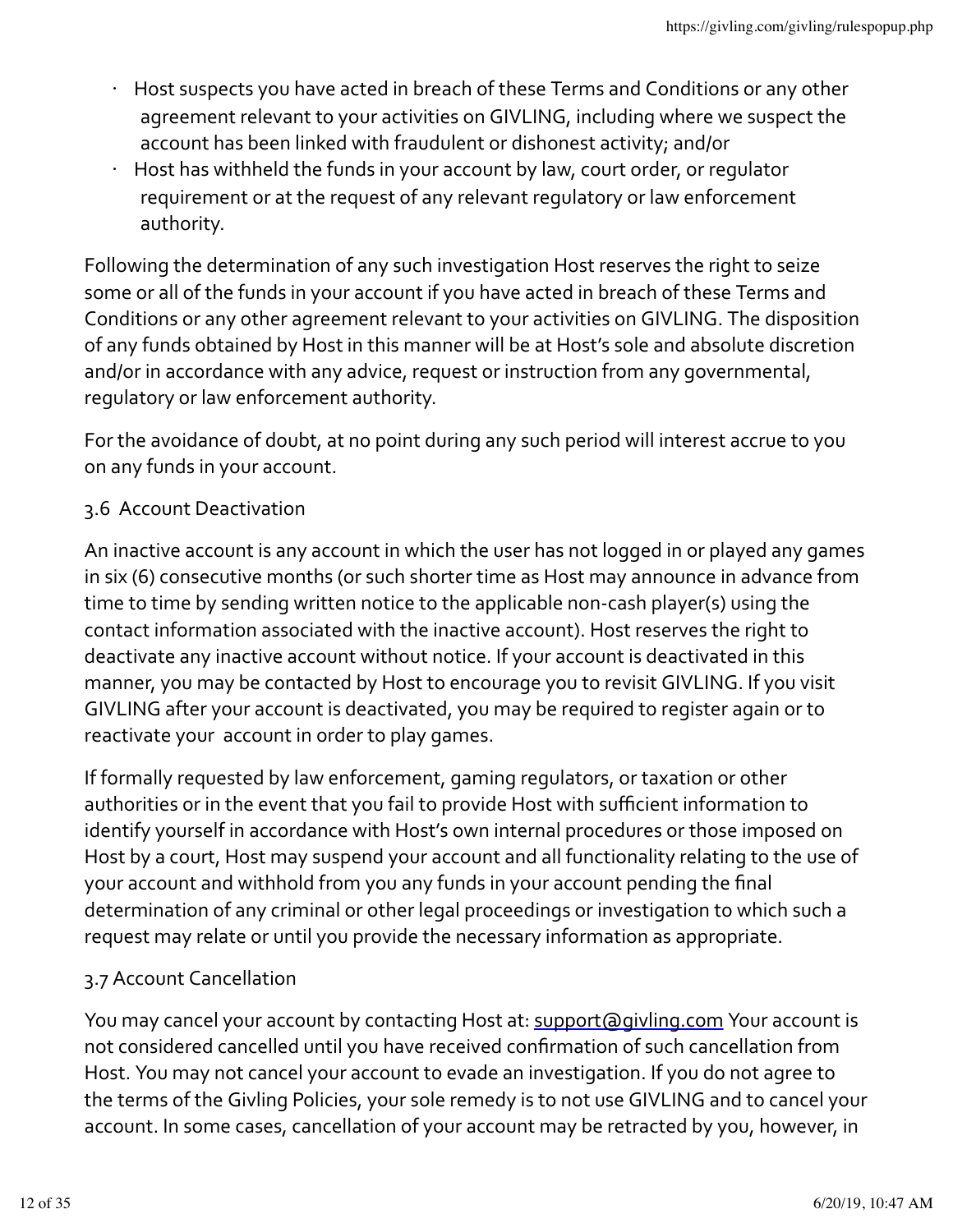- Host suspects you have acted in breach of these Terms and Conditions or any other agreement relevant to your activities on GIVLING, including where we suspect the account has been linked with fraudulent or dishonest activity; and/or
- Host has withheld the funds in your account by law, court order, or regulator requirement or at the request of any relevant regulatory or law enforcement authority.

Following the determination of any such investigation Host reserves the right to seize some or all of the funds in your account if you have acted in breach of these Terms and Conditions or any other agreement relevant to your activities on GIVLING. The disposition of any funds obtained by Host in this manner will be at Host's sole and absolute discretion and/or in accordance with any advice, request or instruction from any governmental, regulatory or law enforcement authority.

For the avoidance of doubt, at no point during any such period will interest accrue to you on any funds in your account.

3.6 Account Deactivation

An inactive account is any account in which the user has not logged in or played any games in six (6) consecutive months (or such shorter time as Host may announce in advance from time to time by sending written notice to the applicable non-cash player(s) using the contact information associated with the inactive account). Host reserves the right to deactivate any inactive account without notice. If your account is deactivated in this manner, you may be contacted by Host to encourage you to revisit GIVLING. If you visit GIVLING after your account is deactivated, you may be required to register again or to reactivate your account in order to play games.

If formally requested by law enforcement, gaming regulators, or taxation or other authorities or in the event that you fail to provide Host with sufficient information to identify yourself in accordance with Host's own internal procedures or those imposed on Host by a court, Host may suspend your account and all functionality relating to the use of your account and withhold from you any funds in your account pending the final determination of any criminal or other legal proceedings or investigation to which such a request may relate or until you provide the necessary information as appropriate.

3.7 Account Cancellation

You may cancel your account by contacting Host at: support@givling.com Your account is not considered cancelled until you have received confirmation of such cancellation from Host. You may not cancel your account to evade an investigation. If you do not agree to the terms of the Givling Policies, your sole remedy is to not use GIVLING and to cancel your account. In some cases, cancellation of your account may be retracted by you, however, in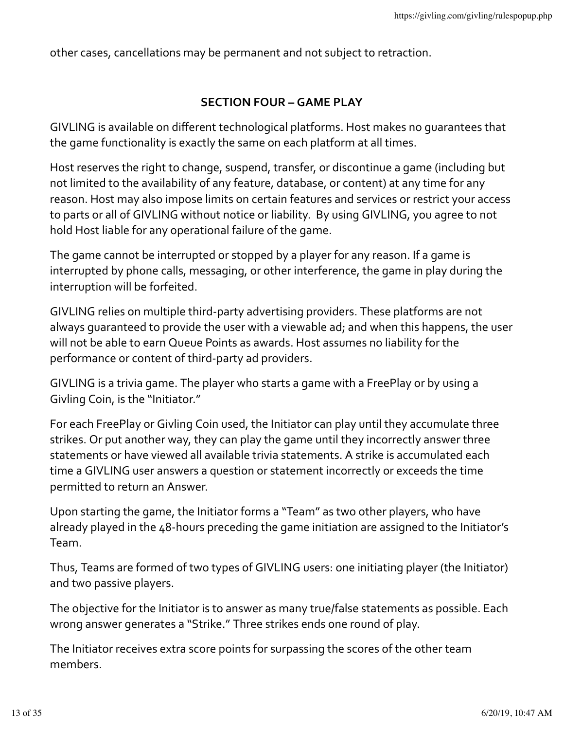other cases, cancellations may be permanent and not subject to retraction.

## SECTION FOUR – GAME PLAY

GIVLING is available on different technological platforms. Host makes no guarantees that the game functionality is exactly the same on each platform at all times.

Host reserves the right to change, suspend, transfer, or discontinue a game (including but not limited to the availability of any feature, database, or content) at any time for any reason. Host may also impose limits on certain features and services or restrict your access to parts or all of GIVLING without notice or liability. By using GIVLING, you agree to not hold Host liable for any operational failure of the game.

The game cannot be interrupted or stopped by a player for any reason. If a game is interrupted by phone calls, messaging, or other interference, the game in play during the interruption will be forfeited.

GIVLING relies on multiple third-party advertising providers. These platforms are not always guaranteed to provide the user with a viewable ad; and when this happens, the user will not be able to earn Queue Points as awards. Host assumes no liability for the performance or content of third-party ad providers.

GIVLING is a trivia game. The player who starts a game with a FreePlay or by using a Givling Coin, is the "Initiator."

For each FreePlay or Givling Coin used, the Initiator can play until they accumulate three strikes. Or put another way, they can play the game until they incorrectly answer three statements or have viewed all available trivia statements. A strike is accumulated each time a GIVLING user answers a question or statement incorrectly or exceeds the time permitted to return an Answer.

Upon starting the game, the Initiator forms a "Team" as two other players, who have already played in the 48-hours preceding the game initiation are assigned to the Initiator's Team.

Thus, Teams are formed of two types of GIVLING users: one initiating player (the Initiator) and two passive players.

The objective for the Initiator is to answer as many true/false statements as possible. Each wrong answer generates a "Strike." Three strikes ends one round of play.

The Initiator receives extra score points for surpassing the scores of the other team members.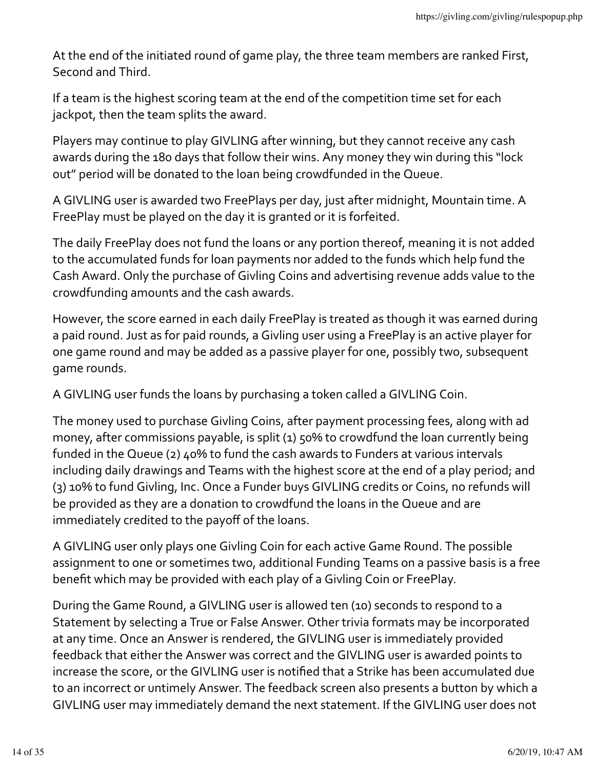At the end of the initiated round of game play, the three team members are ranked First, Second and Third.

If a team is the highest scoring team at the end of the competition time set for each jackpot, then the team splits the award.

Players may continue to play GIVLING after winning, but they cannot receive any cash awards during the 180 days that follow their wins. Any money they win during this "lock out" period will be donated to the loan being crowdfunded in the Queue.

A GIVLING user is awarded two FreePlays per day, just after midnight, Mountain time. A FreePlay must be played on the day it is granted or it is forfeited.

The daily FreePlay does not fund the loans or any portion thereof, meaning it is not added to the accumulated funds for loan payments nor added to the funds which help fund the Cash Award. Only the purchase of Givling Coins and advertising revenue adds value to the crowdfunding amounts and the cash awards.

However, the score earned in each daily FreePlay is treated as though it was earned during a paid round. Just as for paid rounds, a Givling user using a FreePlay is an active player for one game round and may be added as a passive player for one, possibly two, subsequent game rounds.

A GIVLING user funds the loans by purchasing a token called a GIVLING Coin.

The money used to purchase Givling Coins, after payment processing fees, along with ad money, after commissions payable, is split (1) 50% to crowdfund the loan currently being funded in the Queue (2) 40% to fund the cash awards to Funders at various intervals including daily drawings and Teams with the highest score at the end of a play period; and (3) 10% to fund Givling, Inc. Once a Funder buys GIVLING credits or Coins, no refunds will be provided as they are a donation to crowdfund the loans in the Queue and are immediately credited to the payoff of the loans.

A GIVLING user only plays one Givling Coin for each active Game Round. The possible assignment to one or sometimes two, additional Funding Teams on a passive basis is a free benefit which may be provided with each play of a Givling Coin or FreePlay.

During the Game Round, a GIVLING user is allowed ten (10) seconds to respond to a Statement by selecting a True or False Answer. Other trivia formats may be incorporated at any time. Once an Answer is rendered, the GIVLING user is immediately provided feedback that either the Answer was correct and the GIVLING user is awarded points to increase the score, or the GIVLING user is notified that a Strike has been accumulated due to an incorrect or untimely Answer. The feedback screen also presents a button by which a GIVLING user may immediately demand the next statement. If the GIVLING user does not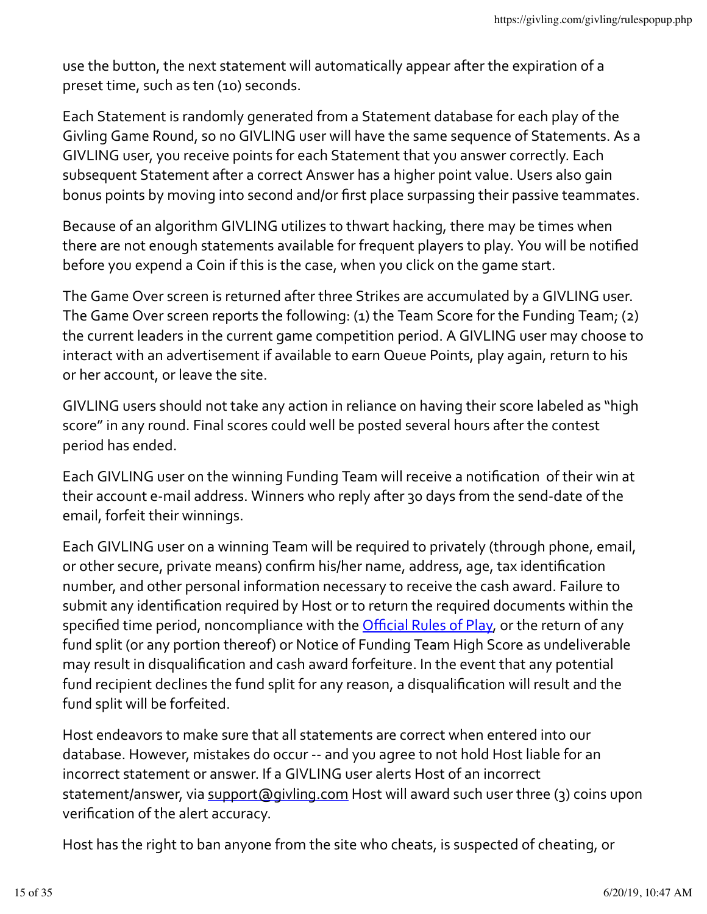use the button, the next statement will automatically appear after the expiration of a preset time, such as ten (10) seconds.

Each Statement is randomly generated from a Statement database for each play of the Givling Game Round, so no GIVLING user will have the same sequence of Statements. As a GIVLING user, you receive points for each Statement that you answer correctly. Each subsequent Statement after a correct Answer has a higher point value. Users also gain bonus points by moving into second and/or first place surpassing their passive teammates.

Because of an algorithm GIVLING utilizes to thwart hacking, there may be times when there are not enough statements available for frequent players to play. You will be notified before you expend a Coin if this is the case, when you click on the game start.

The Game Over screen is returned after three Strikes are accumulated by a GIVLING user. The Game Over screen reports the following: (1) the Team Score for the Funding Team; (2) the current leaders in the current game competition period. A GIVLING user may choose to interact with an advertisement if available to earn Queue Points, play again, return to his or her account, or leave the site.

GIVLING users should not take any action in reliance on having their score labeled as "high score" in any round. Final scores could well be posted several hours after the contest period has ended.

Each GIVLING user on the winning Funding Team will receive a notification of their win at their account e-mail address. Winners who reply after 30 days from the send-date of the email, forfeit their winnings.

Each GIVLING user on a winning Team will be required to privately (through phone, email, or other secure, private means) confirm his/her name, address, age, tax identification number, and other personal information necessary to receive the cash award. Failure to submit any identification required by Host or to return the required documents within the specified time period, noncompliance with the [Official Rules of Play](), or the return of any fund split (or any portion thereof) or Notice of Funding Team High Score as undeliverable may result in disqualification and cash award forfeiture. In the event that any potential fund recipient declines the fund split for any reason, a disqualification will result and the fund split will be forfeited.

Host endeavors to make sure that all statements are correct when entered into our database. However, mistakes do occur -- and you agree to not hold Host liable for an incorrect statement or answer. If a GIVLING user alerts Host of an incorrect statement/answer, via support@givling.com Host will award such user three (3) coins upon verification of the alert accuracy.

Host has the right to ban anyone from the site who cheats, is suspected of cheating, or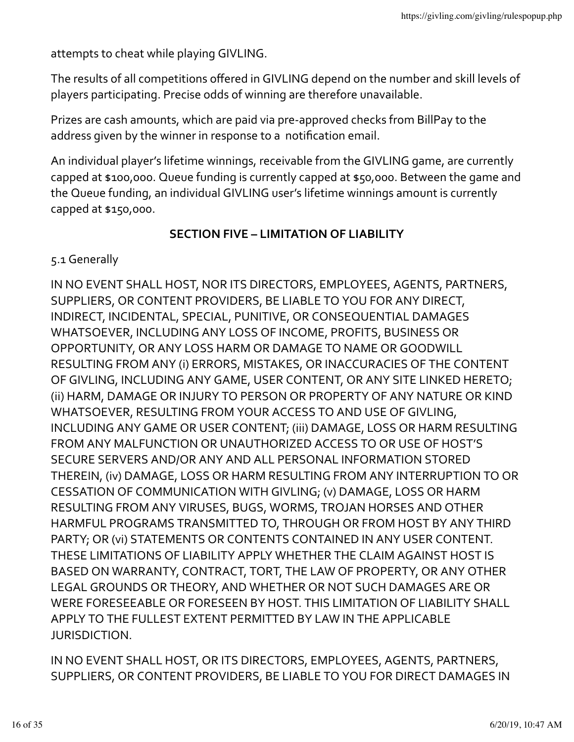attempts to cheat while playing GIVLING.

The results of all competitions offered in GIVLING depend on the number and skill levels of players participating. Precise odds of winning are therefore unavailable.

Prizes are cash amounts, which are paid via pre-approved checks from BillPay to the address given by the winner in response to a notification email.

An individual player's lifetime winnings, receivable from the GIVLING game, are currently capped at $100,000. Queue funding is currently capped at $50,000. Between the game and the Queue funding, an individual GIVLING user's lifetime winnings amount is currently capped at $150,000.

## SECTION FIVE – LIMITATION OF LIABILITY

5.1 Generally

IN NO EVENT SHALL HOST, NOR ITS DIRECTORS, EMPLOYEES, AGENTS, PARTNERS, SUPPLIERS, OR CONTENT PROVIDERS, BE LIABLE TO YOU FOR ANY DIRECT, INDIRECT, INCIDENTAL, SPECIAL, PUNITIVE, OR CONSEQUENTIAL DAMAGES WHATSOEVER, INCLUDING ANY LOSS OF INCOME, PROFITS, BUSINESS OR OPPORTUNITY, OR ANY LOSS HARM OR DAMAGE TO NAME OR GOODWILL RESULTING FROM ANY (i) ERRORS, MISTAKES, OR INACCURACIES OF THE CONTENT OF GIVLING, INCLUDING ANY GAME, USER CONTENT, OR ANY SITE LINKED HERETO; (ii) HARM, DAMAGE OR INJURY TO PERSON OR PROPERTY OF ANY NATURE OR KIND WHATSOEVER, RESULTING FROM YOUR ACCESS TO AND USE OF GIVLING, INCLUDING ANY GAME OR USER CONTENT; (iii) DAMAGE, LOSS OR HARM RESULTING FROM ANY MALFUNCTION OR UNAUTHORIZED ACCESS TO OR USE OF HOST'S SECURE SERVERS AND/OR ANY AND ALL PERSONAL INFORMATION STORED THEREIN, (iv) DAMAGE, LOSS OR HARM RESULTING FROM ANY INTERRUPTION TO OR CESSATION OF COMMUNICATION WITH GIVLING; (v) DAMAGE, LOSS OR HARM RESULTING FROM ANY VIRUSES, BUGS, WORMS, TROJAN HORSES AND OTHER HARMFUL PROGRAMS TRANSMITTED TO, THROUGH OR FROM HOST BY ANY THIRD PARTY; OR (vi) STATEMENTS OR CONTENTS CONTAINED IN ANY USER CONTENT. THESE LIMITATIONS OF LIABILITY APPLY WHETHER THE CLAIM AGAINST HOST IS BASED ON WARRANTY, CONTRACT, TORT, THE LAW OF PROPERTY, OR ANY OTHER LEGAL GROUNDS OR THEORY, AND WHETHER OR NOT SUCH DAMAGES ARE OR WERE FORESEEABLE OR FORESEEN BY HOST. THIS LIMITATION OF LIABILITY SHALL APPLY TO THE FULLEST EXTENT PERMITTED BY LAW IN THE APPLICABLE JURISDICTION.

IN NO EVENT SHALL HOST, OR ITS DIRECTORS, EMPLOYEES, AGENTS, PARTNERS, SUPPLIERS, OR CONTENT PROVIDERS, BE LIABLE TO YOU FOR DIRECT DAMAGES IN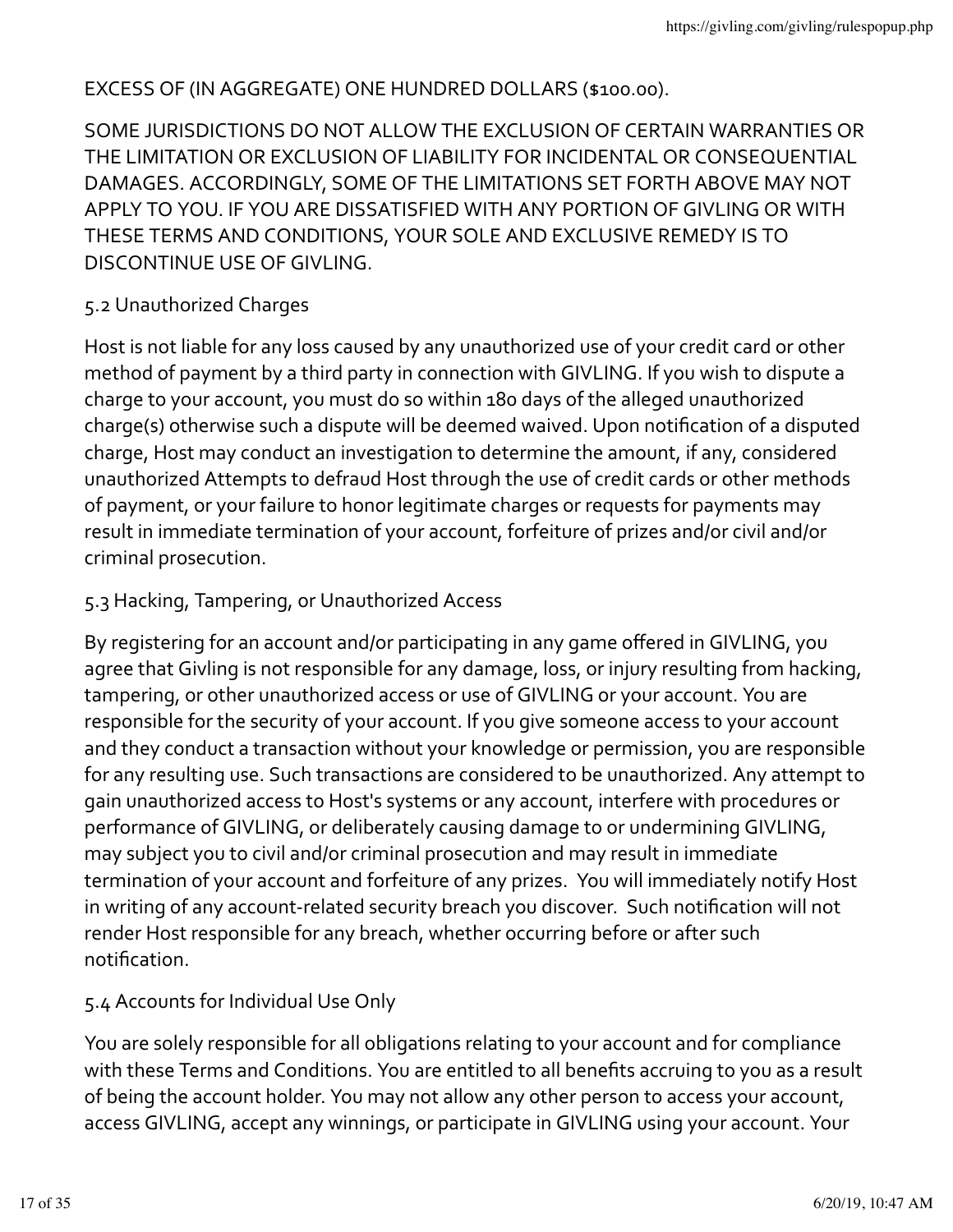EXCESS OF (IN AGGREGATE) ONE HUNDRED DOLLARS ($100.00).

SOME JURISDICTIONS DO NOT ALLOW THE EXCLUSION OF CERTAIN WARRANTIES OR THE LIMITATION OR EXCLUSION OF LIABILITY FOR INCIDENTAL OR CONSEQUENTIAL DAMAGES. ACCORDINGLY, SOME OF THE LIMITATIONS SET FORTH ABOVE MAY NOT APPLY TO YOU. IF YOU ARE DISSATISFIED WITH ANY PORTION OF GIVLING OR WITH THESE TERMS AND CONDITIONS, YOUR SOLE AND EXCLUSIVE REMEDY IS TO DISCONTINUE USE OF GIVLING.

5.2 Unauthorized Charges

Host is not liable for any loss caused by any unauthorized use of your credit card or other method of payment by a third party in connection with GIVLING. If you wish to dispute a charge to your account, you must do so within 180 days of the alleged unauthorized charge(s) otherwise such a dispute will be deemed waived. Upon notification of a disputed charge, Host may conduct an investigation to determine the amount, if any, considered unauthorized Attempts to defraud Host through the use of credit cards or other methods of payment, or your failure to honor legitimate charges or requests for payments may result in immediate termination of your account, forfeiture of prizes and/or civil and/or criminal prosecution.

5.3 Hacking, Tampering, or Unauthorized Access

By registering for an account and/or participating in any game offered in GIVLING, you agree that Givling is not responsible for any damage, loss, or injury resulting from hacking, tampering, or other unauthorized access or use of GIVLING or your account. You are responsible for the security of your account. If you give someone access to your account and they conduct a transaction without your knowledge or permission, you are responsible for any resulting use. Such transactions are considered to be unauthorized. Any attempt to gain unauthorized access to Host's systems or any account, interfere with procedures or performance of GIVLING, or deliberately causing damage to or undermining GIVLING, may subject you to civil and/or criminal prosecution and may result in immediate termination of your account and forfeiture of any prizes. You will immediately notify Host in writing of any account-related security breach you discover. Such notification will not render Host responsible for any breach, whether occurring before or after such notification.

5.4 Accounts for Individual Use Only

You are solely responsible for all obligations relating to your account and for compliance with these Terms and Conditions. You are entitled to all benefits accruing to you as a result of being the account holder. You may not allow any other person to access your account, access GIVLING, accept any winnings, or participate in GIVLING using your account. Your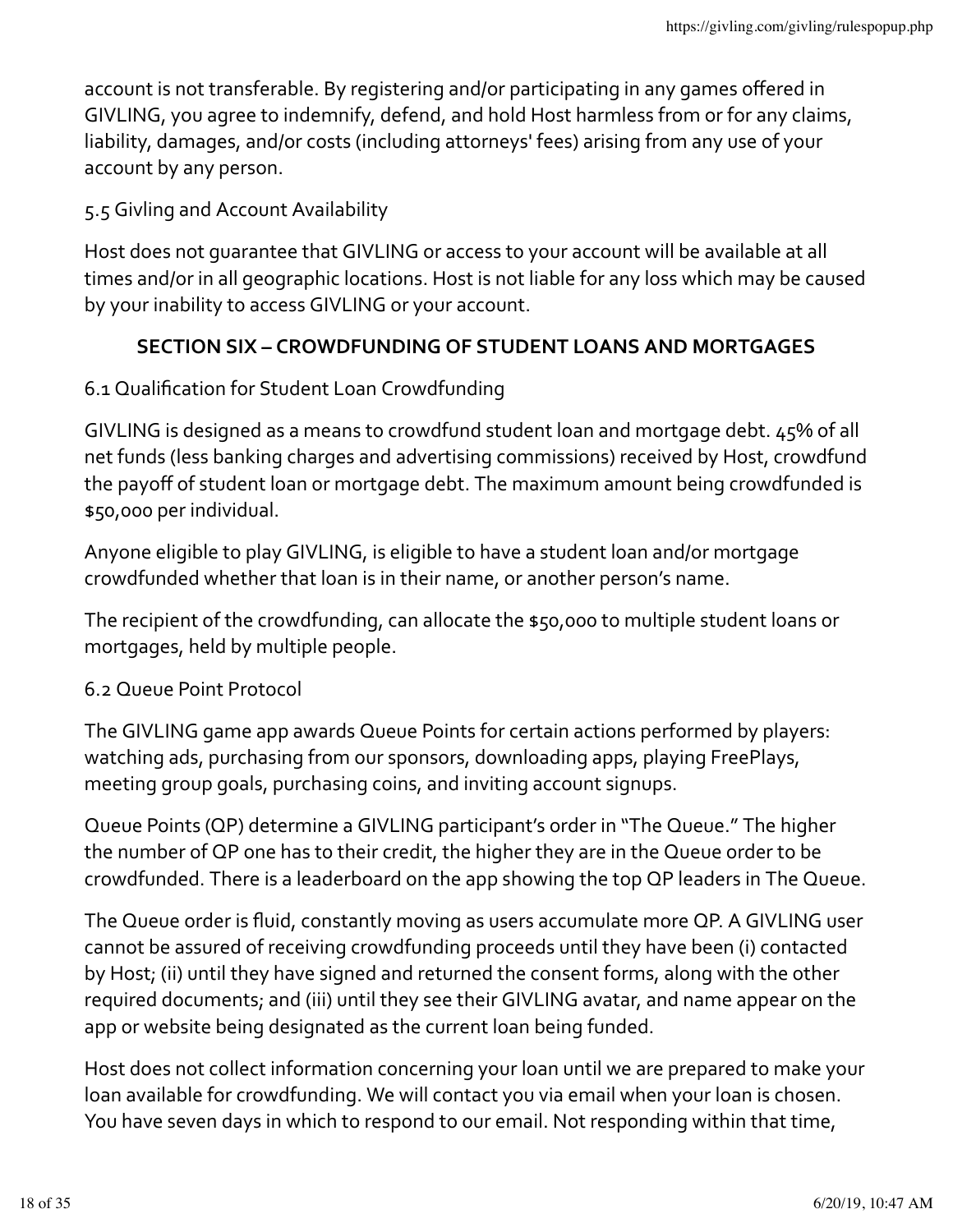account is not transferable. By registering and/or participating in any games offered in GIVLING, you agree to indemnify, defend, and hold Host harmless from or for any claims, liability, damages, and/or costs (including attorneys' fees) arising from any use of your account by any person.

5.5 Givling and Account Availability

Host does not guarantee that GIVLING or access to your account will be available at all times and/or in all geographic locations. Host is not liable for any loss which may be caused by your inability to access GIVLING or your account.

## SECTION SIX – CROWDFUNDING OF STUDENT LOANS AND MORTGAGES

6.1 Qualification for Student Loan Crowdfunding

GIVLING is designed as a means to crowdfund student loan and mortgage debt. 45% of all net funds (less banking charges and advertising commissions) received by Host, crowdfund the payoff of student loan or mortgage debt. The maximum amount being crowdfunded is $50,000 per individual.

Anyone eligible to play GIVLING, is eligible to have a student loan and/or mortgage crowdfunded whether that loan is in their name, or another person's name.

The recipient of the crowdfunding, can allocate the $50,000 to multiple student loans or mortgages, held by multiple people.

6.2 Queue Point Protocol

The GIVLING game app awards Queue Points for certain actions performed by players: watching ads, purchasing from our sponsors, downloading apps, playing FreePlays, meeting group goals, purchasing coins, and inviting account signups.

Queue Points (QP) determine a GIVLING participant's order in "The Queue." The higher the number of QP one has to their credit, the higher they are in the Queue order to be crowdfunded. There is a leaderboard on the app showing the top QP leaders in The Queue.

The Queue order is fluid, constantly moving as users accumulate more QP. A GIVLING user cannot be assured of receiving crowdfunding proceeds until they have been (i) contacted by Host; (ii) until they have signed and returned the consent forms, along with the other required documents; and (iii) until they see their GIVLING avatar, and name appear on the app or website being designated as the current loan being funded.

Host does not collect information concerning your loan until we are prepared to make your loan available for crowdfunding. We will contact you via email when your loan is chosen. You have seven days in which to respond to our email. Not responding within that time,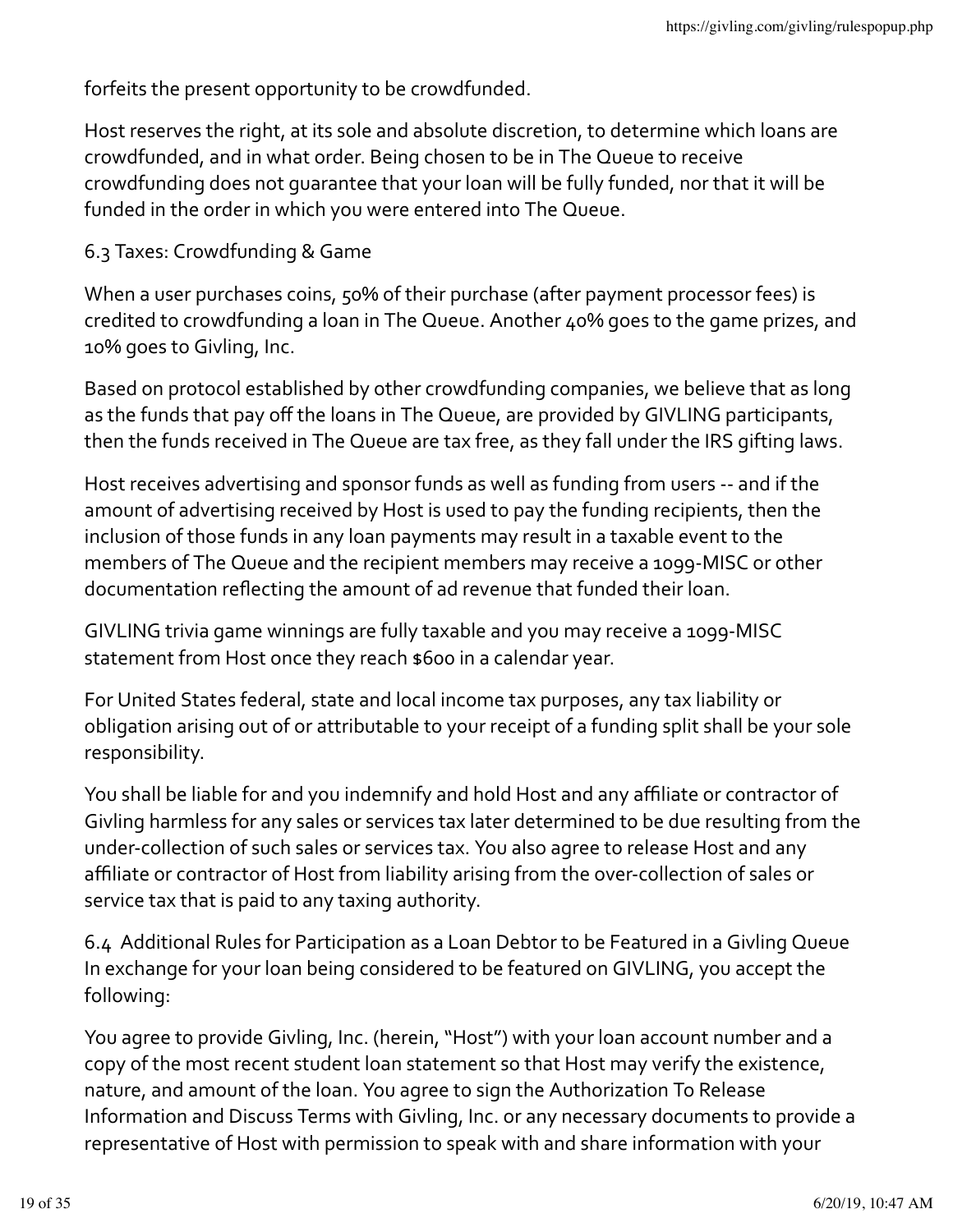forfeits the present opportunity to be crowdfunded.

Host reserves the right, at its sole and absolute discretion, to determine which loans are crowdfunded, and in what order. Being chosen to be in The Queue to receive crowdfunding does not guarantee that your loan will be fully funded, nor that it will be funded in the order in which you were entered into The Queue.

### 6.3 Taxes: Crowdfunding & Game

When a user purchases coins, 50% of their purchase (after payment processor fees) is credited to crowdfunding a loan in The Queue. Another 40% goes to the game prizes, and 10% goes to Givling, Inc.

Based on protocol established by other crowdfunding companies, we believe that as long as the funds that pay off the loans in The Queue, are provided by GIVLING participants, then the funds received in The Queue are tax free, as they fall under the IRS gifting laws.

Host receives advertising and sponsor funds as well as funding from users -- and if the amount of advertising received by Host is used to pay the funding recipients, then the inclusion of those funds in any loan payments may result in a taxable event to the members of The Queue and the recipient members may receive a 1099-MISC or other documentation reflecting the amount of ad revenue that funded their loan.

GIVLING trivia game winnings are fully taxable and you may receive a 1099-MISC statement from Host once they reach $600 in a calendar year.

For United States federal, state and local income tax purposes, any tax liability or obligation arising out of or attributable to your receipt of a funding split shall be your sole responsibility.

You shall be liable for and you indemnify and hold Host and any affiliate or contractor of Givling harmless for any sales or services tax later determined to be due resulting from the under-collection of such sales or services tax. You also agree to release Host and any affiliate or contractor of Host from liability arising from the over-collection of sales or service tax that is paid to any taxing authority.

### 6.4 Additional Rules for Participation as a Loan Debtor to be Featured in a Givling Queue

In exchange for your loan being considered to be featured on GIVLING, you accept the following:

You agree to provide Givling, Inc. (herein, "Host") with your loan account number and a copy of the most recent student loan statement so that Host may verify the existence, nature, and amount of the loan. You agree to sign the Authorization To Release Information and Discuss Terms with Givling, Inc. or any necessary documents to provide a representative of Host with permission to speak with and share information with your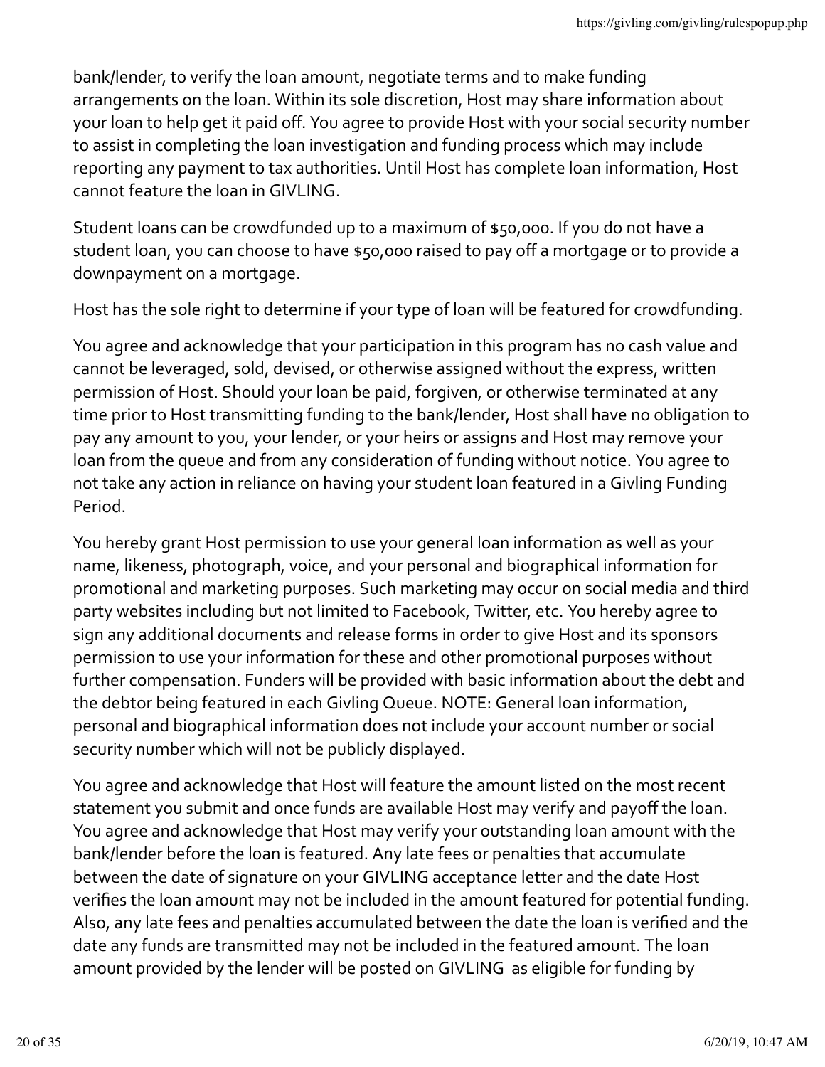bank/lender, to verify the loan amount, negotiate terms and to make funding arrangements on the loan. Within its sole discretion, Host may share information about your loan to help get it paid off. You agree to provide Host with your social security number to assist in completing the loan investigation and funding process which may include reporting any payment to tax authorities. Until Host has complete loan information, Host cannot feature the loan in GIVLING.

Student loans can be crowdfunded up to a maximum of $50,000. If you do not have a student loan, you can choose to have $50,000 raised to pay off a mortgage or to provide a downpayment on a mortgage.

Host has the sole right to determine if your type of loan will be featured for crowdfunding.

You agree and acknowledge that your participation in this program has no cash value and cannot be leveraged, sold, devised, or otherwise assigned without the express, written permission of Host. Should your loan be paid, forgiven, or otherwise terminated at any time prior to Host transmitting funding to the bank/lender, Host shall have no obligation to pay any amount to you, your lender, or your heirs or assigns and Host may remove your loan from the queue and from any consideration of funding without notice. You agree to not take any action in reliance on having your student loan featured in a Givling Funding Period.

You hereby grant Host permission to use your general loan information as well as your name, likeness, photograph, voice, and your personal and biographical information for promotional and marketing purposes. Such marketing may occur on social media and third party websites including but not limited to Facebook, Twitter, etc. You hereby agree to sign any additional documents and release forms in order to give Host and its sponsors permission to use your information for these and other promotional purposes without further compensation. Funders will be provided with basic information about the debt and the debtor being featured in each Givling Queue. NOTE: General loan information, personal and biographical information does not include your account number or social security number which will not be publicly displayed.

You agree and acknowledge that Host will feature the amount listed on the most recent statement you submit and once funds are available Host may verify and payoff the loan. You agree and acknowledge that Host may verify your outstanding loan amount with the bank/lender before the loan is featured. Any late fees or penalties that accumulate between the date of signature on your GIVLING acceptance letter and the date Host verifies the loan amount may not be included in the amount featured for potential funding. Also, any late fees and penalties accumulated between the date the loan is verified and the date any funds are transmitted may not be included in the featured amount. The loan amount provided by the lender will be posted on GIVLING as eligible for funding by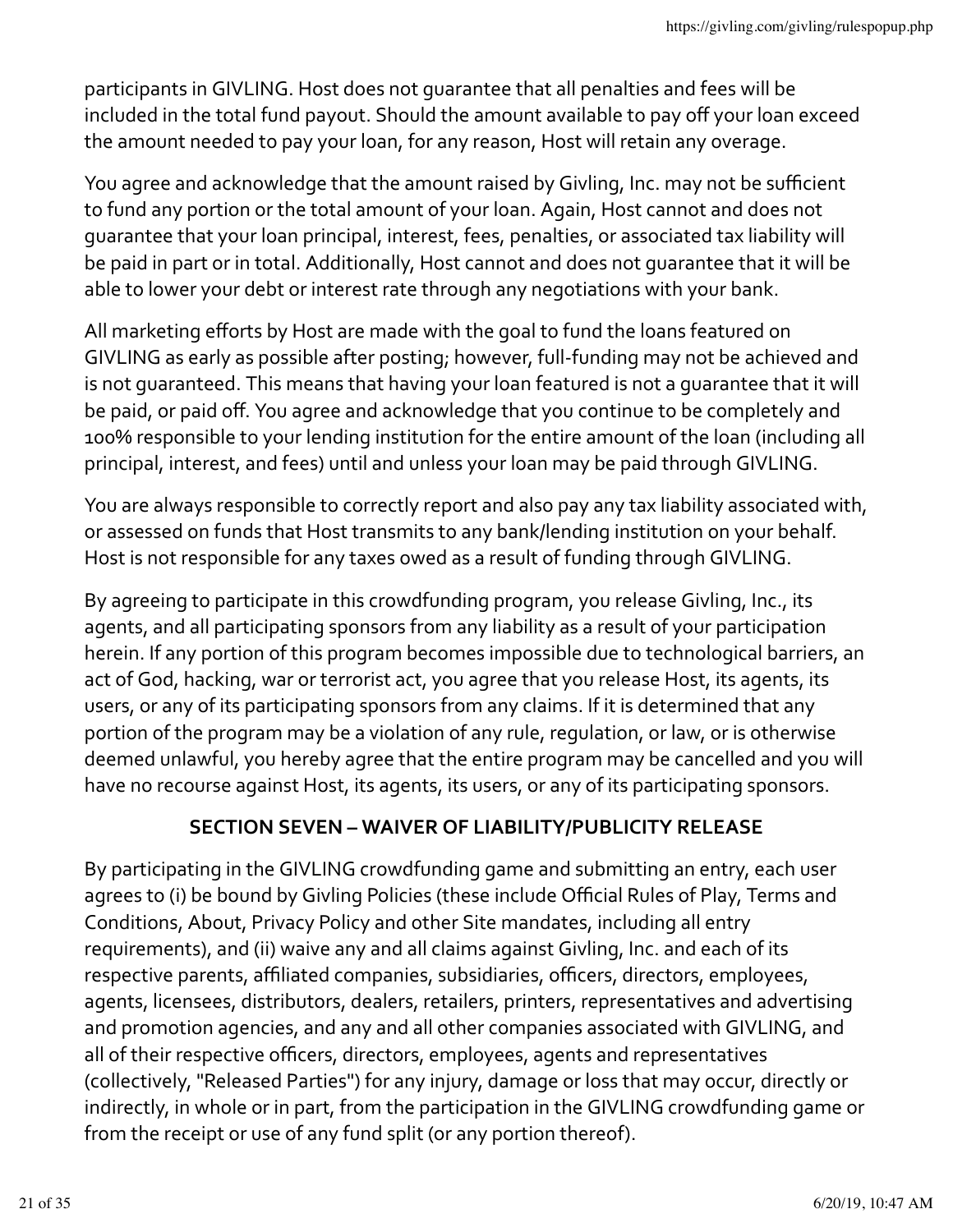participants in GIVLING. Host does not guarantee that all penalties and fees will be included in the total fund payout. Should the amount available to pay off your loan exceed the amount needed to pay your loan, for any reason, Host will retain any overage.

You agree and acknowledge that the amount raised by Givling, Inc. may not be sufficient to fund any portion or the total amount of your loan. Again, Host cannot and does not guarantee that your loan principal, interest, fees, penalties, or associated tax liability will be paid in part or in total. Additionally, Host cannot and does not guarantee that it will be able to lower your debt or interest rate through any negotiations with your bank.

All marketing efforts by Host are made with the goal to fund the loans featured on GIVLING as early as possible after posting; however, full-funding may not be achieved and is not guaranteed. This means that having your loan featured is not a guarantee that it will be paid, or paid off. You agree and acknowledge that you continue to be completely and 100% responsible to your lending institution for the entire amount of the loan (including all principal, interest, and fees) until and unless your loan may be paid through GIVLING.

You are always responsible to correctly report and also pay any tax liability associated with, or assessed on funds that Host transmits to any bank/lending institution on your behalf. Host is not responsible for any taxes owed as a result of funding through GIVLING.

By agreeing to participate in this crowdfunding program, you release Givling, Inc., its agents, and all participating sponsors from any liability as a result of your participation herein. If any portion of this program becomes impossible due to technological barriers, an act of God, hacking, war or terrorist act, you agree that you release Host, its agents, its users, or any of its participating sponsors from any claims. If it is determined that any portion of the program may be a violation of any rule, regulation, or law, or is otherwise deemed unlawful, you hereby agree that the entire program may be cancelled and you will have no recourse against Host, its agents, its users, or any of its participating sponsors.

## SECTION SEVEN – WAIVER OF LIABILITY/PUBLICITY RELEASE

By participating in the GIVLING crowdfunding game and submitting an entry, each user agrees to (i) be bound by Givling Policies (these include Official Rules of Play, Terms and Conditions, About, Privacy Policy and other Site mandates, including all entry requirements), and (ii) waive any and all claims against Givling, Inc. and each of its respective parents, affiliated companies, subsidiaries, officers, directors, employees, agents, licensees, distributors, dealers, retailers, printers, representatives and advertising and promotion agencies, and any and all other companies associated with GIVLING, and all of their respective officers, directors, employees, agents and representatives (collectively, "Released Parties") for any injury, damage or loss that may occur, directly or indirectly, in whole or in part, from the participation in the GIVLING crowdfunding game or from the receipt or use of any fund split (or any portion thereof).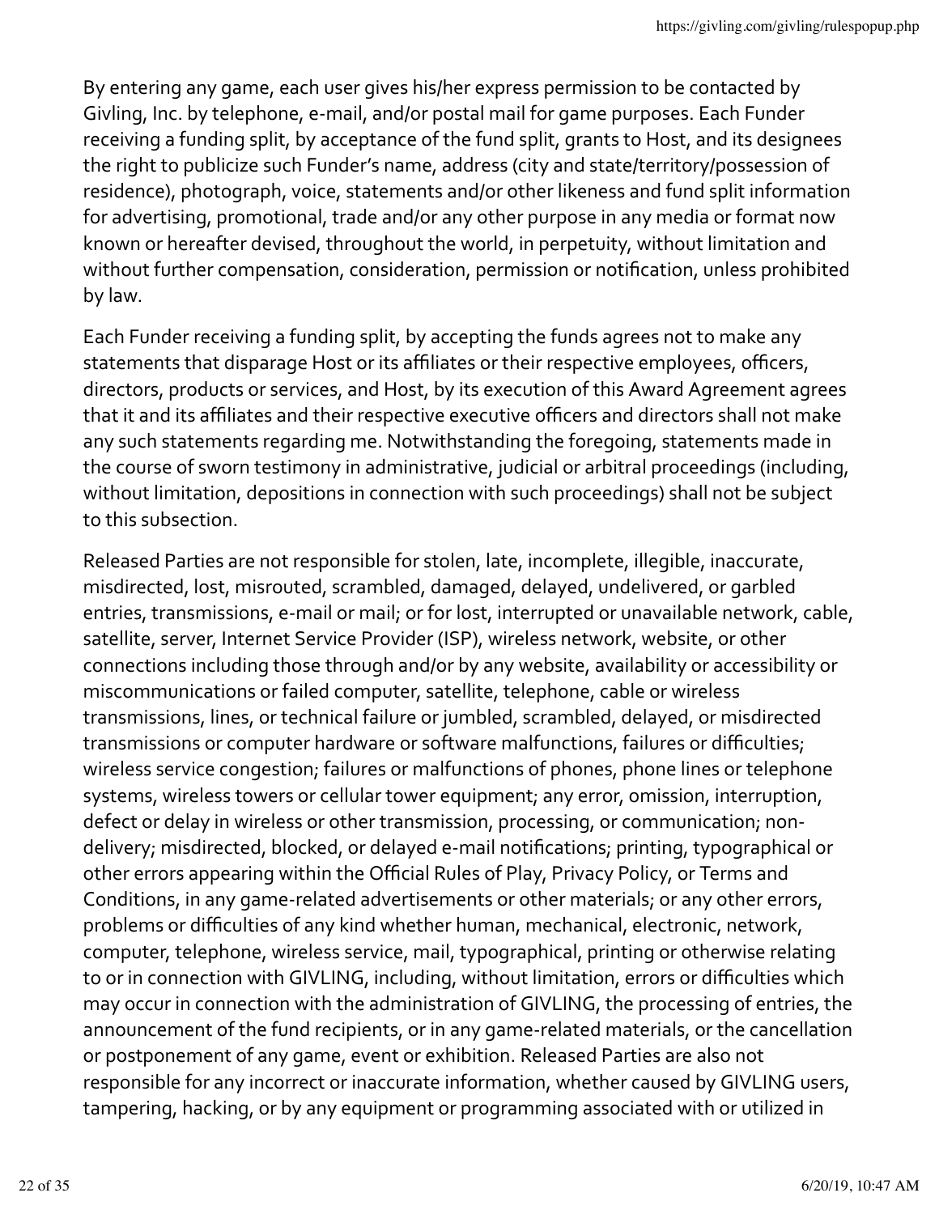By entering any game, each user gives his/her express permission to be contacted by Givling, Inc. by telephone, e-mail, and/or postal mail for game purposes. Each Funder receiving a funding split, by acceptance of the fund split, grants to Host, and its designees the right to publicize such Funder's name, address (city and state/territory/possession of residence), photograph, voice, statements and/or other likeness and fund split information for advertising, promotional, trade and/or any other purpose in any media or format now known or hereafter devised, throughout the world, in perpetuity, without limitation and without further compensation, consideration, permission or notification, unless prohibited by law.

Each Funder receiving a funding split, by accepting the funds agrees not to make any statements that disparage Host or its affiliates or their respective employees, officers, directors, products or services, and Host, by its execution of this Award Agreement agrees that it and its affiliates and their respective executive officers and directors shall not make any such statements regarding me. Notwithstanding the foregoing, statements made in the course of sworn testimony in administrative, judicial or arbitral proceedings (including, without limitation, depositions in connection with such proceedings) shall not be subject to this subsection.

Released Parties are not responsible for stolen, late, incomplete, illegible, inaccurate, misdirected, lost, misrouted, scrambled, damaged, delayed, undelivered, or garbled entries, transmissions, e-mail or mail; or for lost, interrupted or unavailable network, cable, satellite, server, Internet Service Provider (ISP), wireless network, website, or other connections including those through and/or by any website, availability or accessibility or miscommunications or failed computer, satellite, telephone, cable or wireless transmissions, lines, or technical failure or jumbled, scrambled, delayed, or misdirected transmissions or computer hardware or software malfunctions, failures or difficulties; wireless service congestion; failures or malfunctions of phones, phone lines or telephone systems, wireless towers or cellular tower equipment; any error, omission, interruption, defect or delay in wireless or other transmission, processing, or communication; non-delivery; misdirected, blocked, or delayed e-mail notifications; printing, typographical or other errors appearing within the Official Rules of Play, Privacy Policy, or Terms and Conditions, in any game-related advertisements or other materials; or any other errors, problems or difficulties of any kind whether human, mechanical, electronic, network, computer, telephone, wireless service, mail, typographical, printing or otherwise relating to or in connection with GIVLING, including, without limitation, errors or difficulties which may occur in connection with the administration of GIVLING, the processing of entries, the announcement of the fund recipients, or in any game-related materials, or the cancellation or postponement of any game, event or exhibition. Released Parties are also not responsible for any incorrect or inaccurate information, whether caused by GIVLING users, tampering, hacking, or by any equipment or programming associated with or utilized in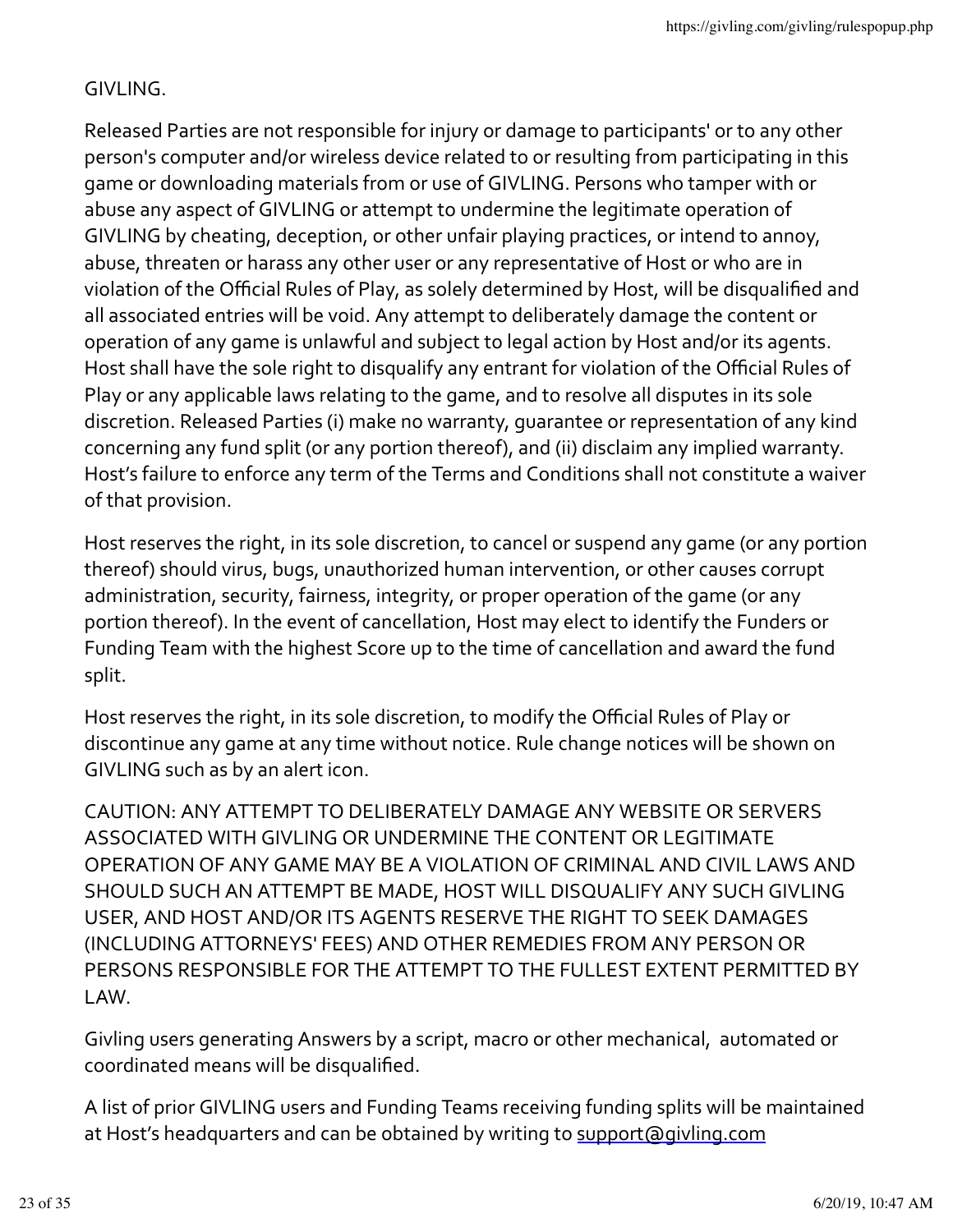GIVLING.

Released Parties are not responsible for injury or damage to participants' or to any other person's computer and/or wireless device related to or resulting from participating in this game or downloading materials from or use of GIVLING. Persons who tamper with or abuse any aspect of GIVLING or attempt to undermine the legitimate operation of GIVLING by cheating, deception, or other unfair playing practices, or intend to annoy, abuse, threaten or harass any other user or any representative of Host or who are in violation of the Official Rules of Play, as solely determined by Host, will be disqualified and all associated entries will be void. Any attempt to deliberately damage the content or operation of any game is unlawful and subject to legal action by Host and/or its agents. Host shall have the sole right to disqualify any entrant for violation of the Official Rules of Play or any applicable laws relating to the game, and to resolve all disputes in its sole discretion. Released Parties (i) make no warranty, guarantee or representation of any kind concerning any fund split (or any portion thereof), and (ii) disclaim any implied warranty. Host's failure to enforce any term of the Terms and Conditions shall not constitute a waiver of that provision.

Host reserves the right, in its sole discretion, to cancel or suspend any game (or any portion thereof) should virus, bugs, unauthorized human intervention, or other causes corrupt administration, security, fairness, integrity, or proper operation of the game (or any portion thereof). In the event of cancellation, Host may elect to identify the Funders or Funding Team with the highest Score up to the time of cancellation and award the fund split.

Host reserves the right, in its sole discretion, to modify the Official Rules of Play or discontinue any game at any time without notice. Rule change notices will be shown on GIVLING such as by an alert icon.

CAUTION: ANY ATTEMPT TO DELIBERATELY DAMAGE ANY WEBSITE OR SERVERS ASSOCIATED WITH GIVLING OR UNDERMINE THE CONTENT OR LEGITIMATE OPERATION OF ANY GAME MAY BE A VIOLATION OF CRIMINAL AND CIVIL LAWS AND SHOULD SUCH AN ATTEMPT BE MADE, HOST WILL DISQUALIFY ANY SUCH GIVLING USER, AND HOST AND/OR ITS AGENTS RESERVE THE RIGHT TO SEEK DAMAGES (INCLUDING ATTORNEYS' FEES) AND OTHER REMEDIES FROM ANY PERSON OR PERSONS RESPONSIBLE FOR THE ATTEMPT TO THE FULLEST EXTENT PERMITTED BY LAW.

Givling users generating Answers by a script, macro or other mechanical, automated or coordinated means will be disqualified.

A list of prior GIVLING users and Funding Teams receiving funding splits will be maintained at Host's headquarters and can be obtained by writing to support@givling.com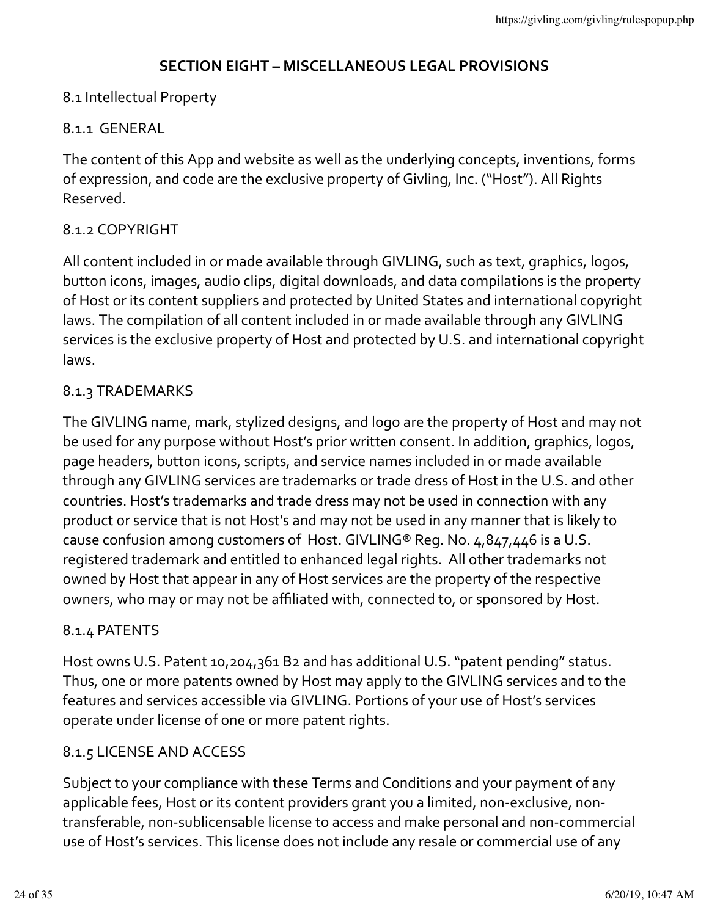## SECTION EIGHT – MISCELLANEOUS LEGAL PROVISIONS

### 8.1 Intellectual Property

#### 8.1.1 GENERAL

The content of this App and website as well as the underlying concepts, inventions, forms of expression, and code are the exclusive property of Givling, Inc. ("Host"). All Rights Reserved.

#### 8.1.2 COPYRIGHT

All content included in or made available through GIVLING, such as text, graphics, logos, button icons, images, audio clips, digital downloads, and data compilations is the property of Host or its content suppliers and protected by United States and international copyright laws. The compilation of all content included in or made available through any GIVLING services is the exclusive property of Host and protected by U.S. and international copyright laws.

#### 8.1.3 TRADEMARKS

The GIVLING name, mark, stylized designs, and logo are the property of Host and may not be used for any purpose without Host's prior written consent. In addition, graphics, logos, page headers, button icons, scripts, and service names included in or made available through any GIVLING services are trademarks or trade dress of Host in the U.S. and other countries. Host's trademarks and trade dress may not be used in connection with any product or service that is not Host's and may not be used in any manner that is likely to cause confusion among customers of Host. GIVLING® Reg. No. 4,847,446 is a U.S. registered trademark and entitled to enhanced legal rights. All other trademarks not owned by Host that appear in any of Host services are the property of the respective owners, who may or may not be affiliated with, connected to, or sponsored by Host.

#### 8.1.4 PATENTS

Host owns U.S. Patent 10,204,361 B2 and has additional U.S. "patent pending" status. Thus, one or more patents owned by Host may apply to the GIVLING services and to the features and services accessible via GIVLING. Portions of your use of Host's services operate under license of one or more patent rights.

#### 8.1.5 LICENSE AND ACCESS

Subject to your compliance with these Terms and Conditions and your payment of any applicable fees, Host or its content providers grant you a limited, non-exclusive, non-transferable, non-sublicensable license to access and make personal and non-commercial use of Host's services. This license does not include any resale or commercial use of any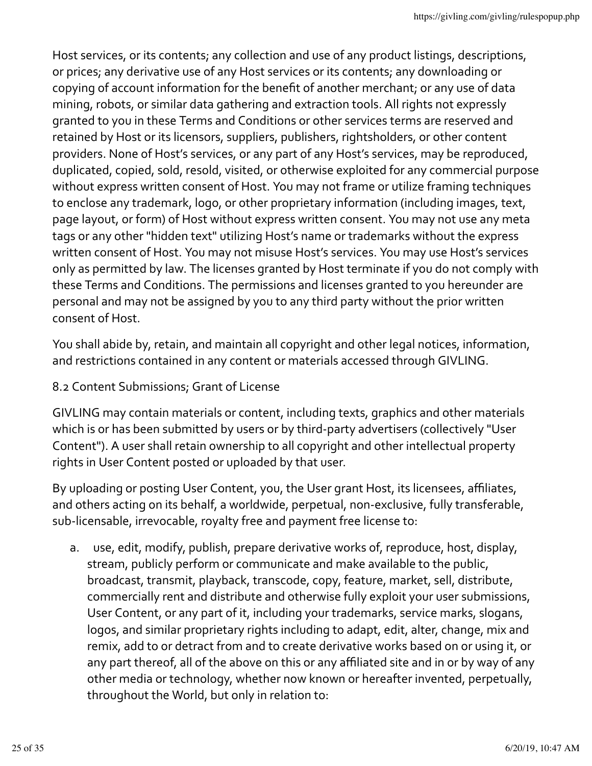Host services, or its contents; any collection and use of any product listings, descriptions, or prices; any derivative use of any Host services or its contents; any downloading or copying of account information for the benefit of another merchant; or any use of data mining, robots, or similar data gathering and extraction tools. All rights not expressly granted to you in these Terms and Conditions or other services terms are reserved and retained by Host or its licensors, suppliers, publishers, rightsholders, or other content providers. None of Host's services, or any part of any Host's services, may be reproduced, duplicated, copied, sold, resold, visited, or otherwise exploited for any commercial purpose without express written consent of Host. You may not frame or utilize framing techniques to enclose any trademark, logo, or other proprietary information (including images, text, page layout, or form) of Host without express written consent. You may not use any meta tags or any other "hidden text" utilizing Host's name or trademarks without the express written consent of Host. You may not misuse Host's services. You may use Host's services only as permitted by law. The licenses granted by Host terminate if you do not comply with these Terms and Conditions. The permissions and licenses granted to you hereunder are personal and may not be assigned by you to any third party without the prior written consent of Host.

You shall abide by, retain, and maintain all copyright and other legal notices, information, and restrictions contained in any content or materials accessed through GIVLING.

8.2 Content Submissions; Grant of License

GIVLING may contain materials or content, including texts, graphics and other materials which is or has been submitted by users or by third-party advertisers (collectively "User Content"). A user shall retain ownership to all copyright and other intellectual property rights in User Content posted or uploaded by that user.

By uploading or posting User Content, you, the User grant Host, its licensees, affiliates, and others acting on its behalf, a worldwide, perpetual, non-exclusive, fully transferable, sub-licensable, irrevocable, royalty free and payment free license to:

a. use, edit, modify, publish, prepare derivative works of, reproduce, host, display, stream, publicly perform or communicate and make available to the public, broadcast, transmit, playback, transcode, copy, feature, market, sell, distribute, commercially rent and distribute and otherwise fully exploit your user submissions, User Content, or any part of it, including your trademarks, service marks, slogans, logos, and similar proprietary rights including to adapt, edit, alter, change, mix and remix, add to or detract from and to create derivative works based on or using it, or any part thereof, all of the above on this or any affiliated site and in or by way of any other media or technology, whether now known or hereafter invented, perpetually, throughout the World, but only in relation to: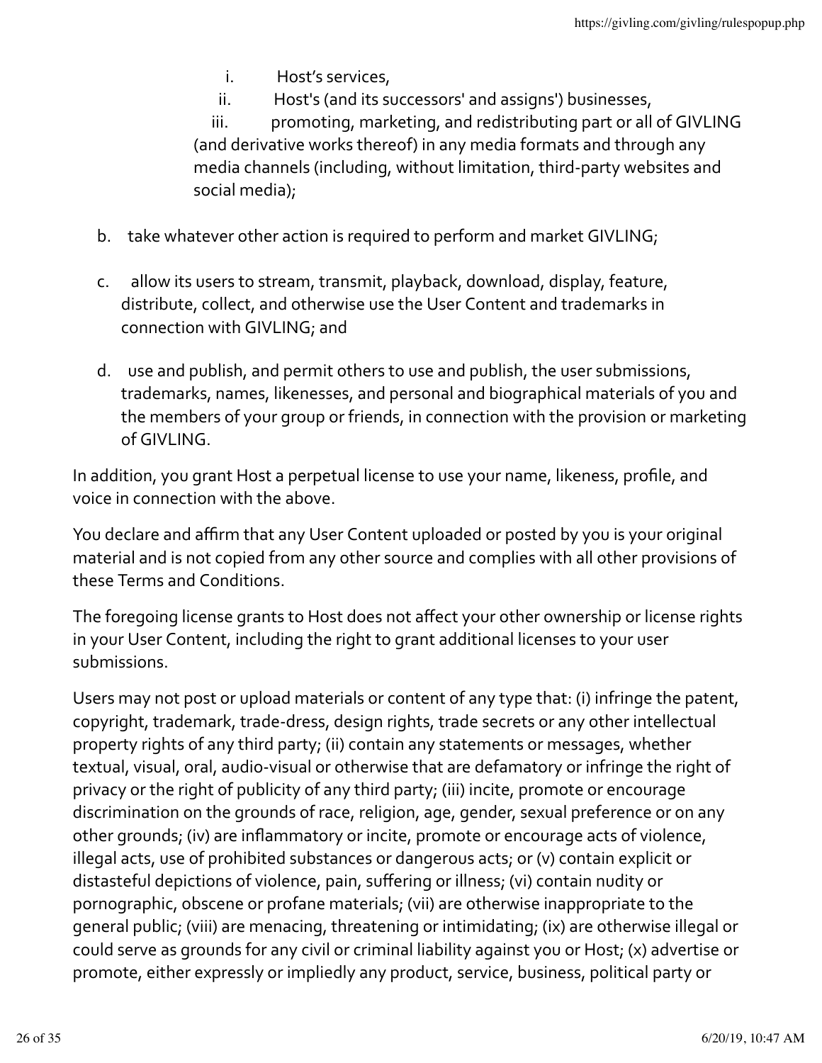i. Host's services,
   ii. Host's (and its successors' and assigns') businesses,
   iii. promoting, marketing, and redistributing part or all of GIVLING (and derivative works thereof) in any media formats and through any media channels (including, without limitation, third-party websites and social media);

b. take whatever other action is required to perform and market GIVLING;

c. allow its users to stream, transmit, playback, download, display, feature, distribute, collect, and otherwise use the User Content and trademarks in connection with GIVLING; and

d. use and publish, and permit others to use and publish, the user submissions, trademarks, names, likenesses, and personal and biographical materials of you and the members of your group or friends, in connection with the provision or marketing of GIVLING.

In addition, you grant Host a perpetual license to use your name, likeness, profile, and voice in connection with the above.

You declare and affirm that any User Content uploaded or posted by you is your original material and is not copied from any other source and complies with all other provisions of these Terms and Conditions.

The foregoing license grants to Host does not affect your other ownership or license rights in your User Content, including the right to grant additional licenses to your user submissions.

Users may not post or upload materials or content of any type that: (i) infringe the patent, copyright, trademark, trade-dress, design rights, trade secrets or any other intellectual property rights of any third party; (ii) contain any statements or messages, whether textual, visual, oral, audio-visual or otherwise that are defamatory or infringe the right of privacy or the right of publicity of any third party; (iii) incite, promote or encourage discrimination on the grounds of race, religion, age, gender, sexual preference or on any other grounds; (iv) are inflammatory or incite, promote or encourage acts of violence, illegal acts, use of prohibited substances or dangerous acts; or (v) contain explicit or distasteful depictions of violence, pain, suffering or illness; (vi) contain nudity or pornographic, obscene or profane materials; (vii) are otherwise inappropriate to the general public; (viii) are menacing, threatening or intimidating; (ix) are otherwise illegal or could serve as grounds for any civil or criminal liability against you or Host; (x) advertise or promote, either expressly or impliedly any product, service, business, political party or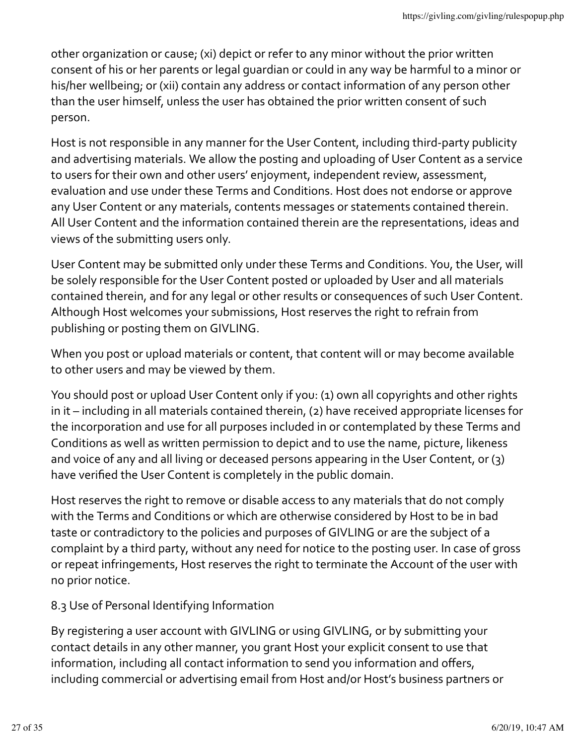other organization or cause; (xi) depict or refer to any minor without the prior written consent of his or her parents or legal guardian or could in any way be harmful to a minor or his/her wellbeing; or (xii) contain any address or contact information of any person other than the user himself, unless the user has obtained the prior written consent of such person.

Host is not responsible in any manner for the User Content, including third-party publicity and advertising materials. We allow the posting and uploading of User Content as a service to users for their own and other users' enjoyment, independent review, assessment, evaluation and use under these Terms and Conditions. Host does not endorse or approve any User Content or any materials, contents messages or statements contained therein. All User Content and the information contained therein are the representations, ideas and views of the submitting users only.

User Content may be submitted only under these Terms and Conditions. You, the User, will be solely responsible for the User Content posted or uploaded by User and all materials contained therein, and for any legal or other results or consequences of such User Content. Although Host welcomes your submissions, Host reserves the right to refrain from publishing or posting them on GIVLING.

When you post or upload materials or content, that content will or may become available to other users and may be viewed by them.

You should post or upload User Content only if you: (1) own all copyrights and other rights in it – including in all materials contained therein, (2) have received appropriate licenses for the incorporation and use for all purposes included in or contemplated by these Terms and Conditions as well as written permission to depict and to use the name, picture, likeness and voice of any and all living or deceased persons appearing in the User Content, or (3) have verified the User Content is completely in the public domain.

Host reserves the right to remove or disable access to any materials that do not comply with the Terms and Conditions or which are otherwise considered by Host to be in bad taste or contradictory to the policies and purposes of GIVLING or are the subject of a complaint by a third party, without any need for notice to the posting user. In case of gross or repeat infringements, Host reserves the right to terminate the Account of the user with no prior notice.

8.3 Use of Personal Identifying Information

By registering a user account with GIVLING or using GIVLING, or by submitting your contact details in any other manner, you grant Host your explicit consent to use that information, including all contact information to send you information and offers, including commercial or advertising email from Host and/or Host's business partners or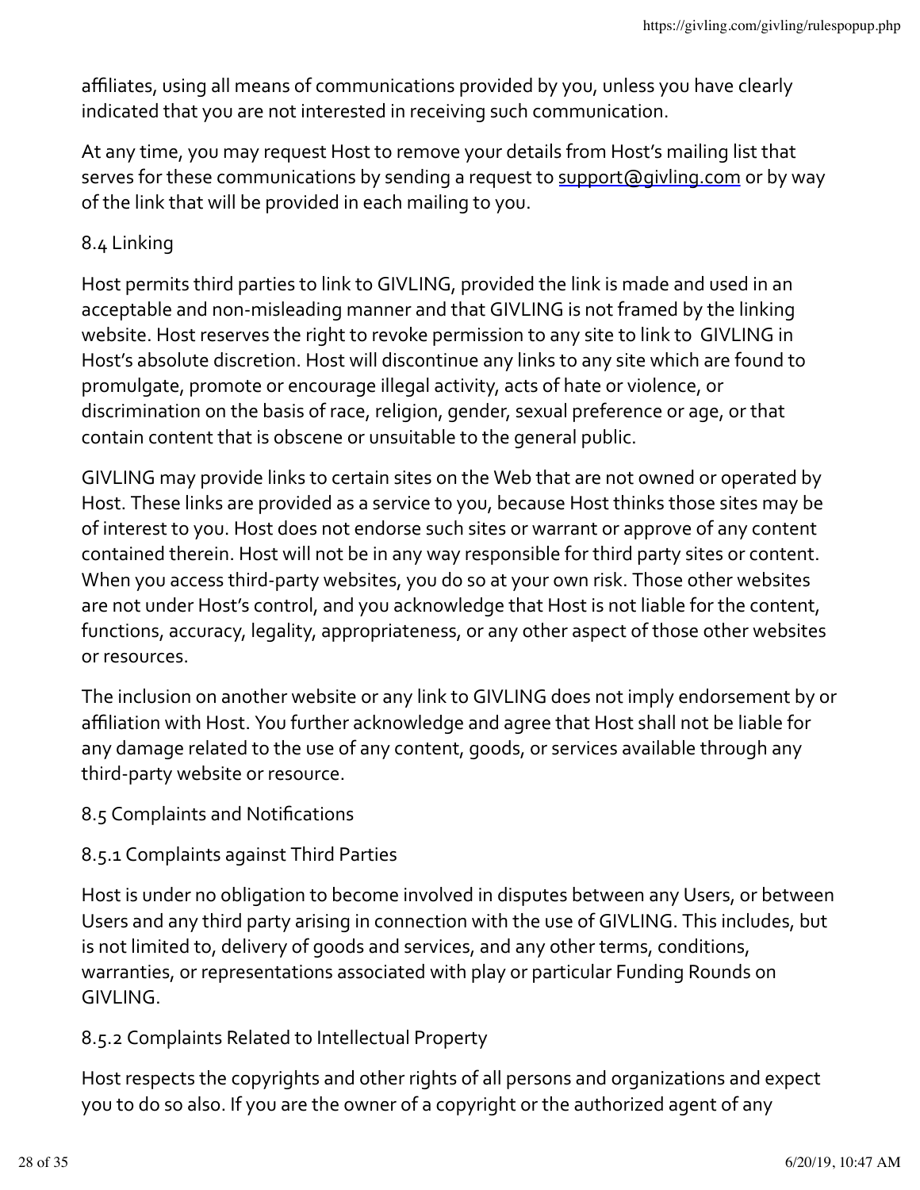affiliates, using all means of communications provided by you, unless you have clearly indicated that you are not interested in receiving such communication.

At any time, you may request Host to remove your details from Host's mailing list that serves for these communications by sending a request to support@givling.com or by way of the link that will be provided in each mailing to you.

8.4 Linking

Host permits third parties to link to GIVLING, provided the link is made and used in an acceptable and non-misleading manner and that GIVLING is not framed by the linking website. Host reserves the right to revoke permission to any site to link to GIVLING in Host's absolute discretion. Host will discontinue any links to any site which are found to promulgate, promote or encourage illegal activity, acts of hate or violence, or discrimination on the basis of race, religion, gender, sexual preference or age, or that contain content that is obscene or unsuitable to the general public.

GIVLING may provide links to certain sites on the Web that are not owned or operated by Host. These links are provided as a service to you, because Host thinks those sites may be of interest to you. Host does not endorse such sites or warrant or approve of any content contained therein. Host will not be in any way responsible for third party sites or content. When you access third-party websites, you do so at your own risk. Those other websites are not under Host's control, and you acknowledge that Host is not liable for the content, functions, accuracy, legality, appropriateness, or any other aspect of those other websites or resources.

The inclusion on another website or any link to GIVLING does not imply endorsement by or affiliation with Host. You further acknowledge and agree that Host shall not be liable for any damage related to the use of any content, goods, or services available through any third-party website or resource.

8.5 Complaints and Notifications

8.5.1 Complaints against Third Parties

Host is under no obligation to become involved in disputes between any Users, or between Users and any third party arising in connection with the use of GIVLING. This includes, but is not limited to, delivery of goods and services, and any other terms, conditions, warranties, or representations associated with play or particular Funding Rounds on GIVLING.

8.5.2 Complaints Related to Intellectual Property

Host respects the copyrights and other rights of all persons and organizations and expect you to do so also. If you are the owner of a copyright or the authorized agent of any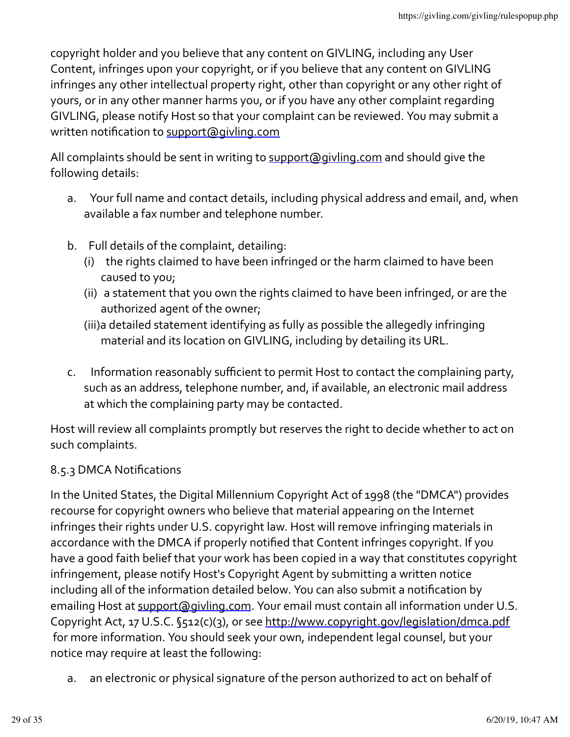copyright holder and you believe that any content on GIVLING, including any User Content, infringes upon your copyright, or if you believe that any content on GIVLING infringes any other intellectual property right, other than copyright or any other right of yours, or in any other manner harms you, or if you have any other complaint regarding GIVLING, please notify Host so that your complaint can be reviewed. You may submit a written notification to support@givling.com

All complaints should be sent in writing to support@givling.com and should give the following details:

a. Your full name and contact details, including physical address and email, and, when available a fax number and telephone number.

b. Full details of the complaint, detailing:
   (i) the rights claimed to have been infringed or the harm claimed to have been caused to you;
   (ii) a statement that you own the rights claimed to have been infringed, or are the authorized agent of the owner;
   (iii) a detailed statement identifying as fully as possible the allegedly infringing material and its location on GIVLING, including by detailing its URL.

c. Information reasonably sufficient to permit Host to contact the complaining party, such as an address, telephone number, and, if available, an electronic mail address at which the complaining party may be contacted.

Host will review all complaints promptly but reserves the right to decide whether to act on such complaints.

8.5.3 DMCA Notifications

In the United States, the Digital Millennium Copyright Act of 1998 (the "DMCA") provides recourse for copyright owners who believe that material appearing on the Internet infringes their rights under U.S. copyright law. Host will remove infringing materials in accordance with the DMCA if properly notified that Content infringes copyright. If you have a good faith belief that your work has been copied in a way that constitutes copyright infringement, please notify Host's Copyright Agent by submitting a written notice including all of the information detailed below. You can also submit a notification by emailing Host at support@givling.com. Your email must contain all information under U.S. Copyright Act, 17 U.S.C. §512(c)(3), or see http://www.copyright.gov/legislation/dmca.pdf for more information. You should seek your own, independent legal counsel, but your notice may require at least the following:

a. an electronic or physical signature of the person authorized to act on behalf of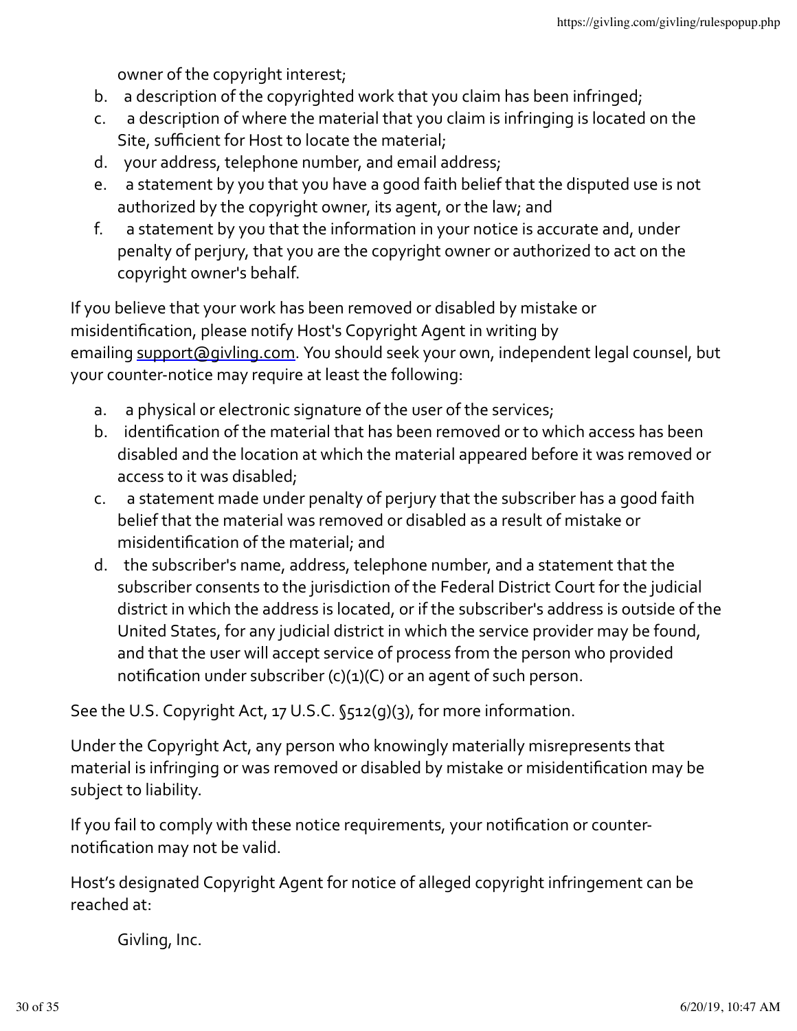owner of the copyright interest;

b. a description of the copyrighted work that you claim has been infringed;

c. a description of where the material that you claim is infringing is located on the Site, sufficient for Host to locate the material;

d. your address, telephone number, and email address;

e. a statement by you that you have a good faith belief that the disputed use is not authorized by the copyright owner, its agent, or the law; and

f. a statement by you that the information in your notice is accurate and, under penalty of perjury, that you are the copyright owner or authorized to act on the copyright owner's behalf.

If you believe that your work has been removed or disabled by mistake or misidentification, please notify Host's Copyright Agent in writing by emailing support@givling.com. You should seek your own, independent legal counsel, but your counter-notice may require at least the following:

a. a physical or electronic signature of the user of the services;

b. identification of the material that has been removed or to which access has been disabled and the location at which the material appeared before it was removed or access to it was disabled;

c. a statement made under penalty of perjury that the subscriber has a good faith belief that the material was removed or disabled as a result of mistake or misidentification of the material; and

d. the subscriber's name, address, telephone number, and a statement that the subscriber consents to the jurisdiction of the Federal District Court for the judicial district in which the address is located, or if the subscriber's address is outside of the United States, for any judicial district in which the service provider may be found, and that the user will accept service of process from the person who provided notification under subscriber (c)(1)(C) or an agent of such person.

See the U.S. Copyright Act, 17 U.S.C. §512(g)(3), for more information.

Under the Copyright Act, any person who knowingly materially misrepresents that material is infringing or was removed or disabled by mistake or misidentification may be subject to liability.

If you fail to comply with these notice requirements, your notification or counter-notification may not be valid.

Host's designated Copyright Agent for notice of alleged copyright infringement can be reached at:

Givling, Inc.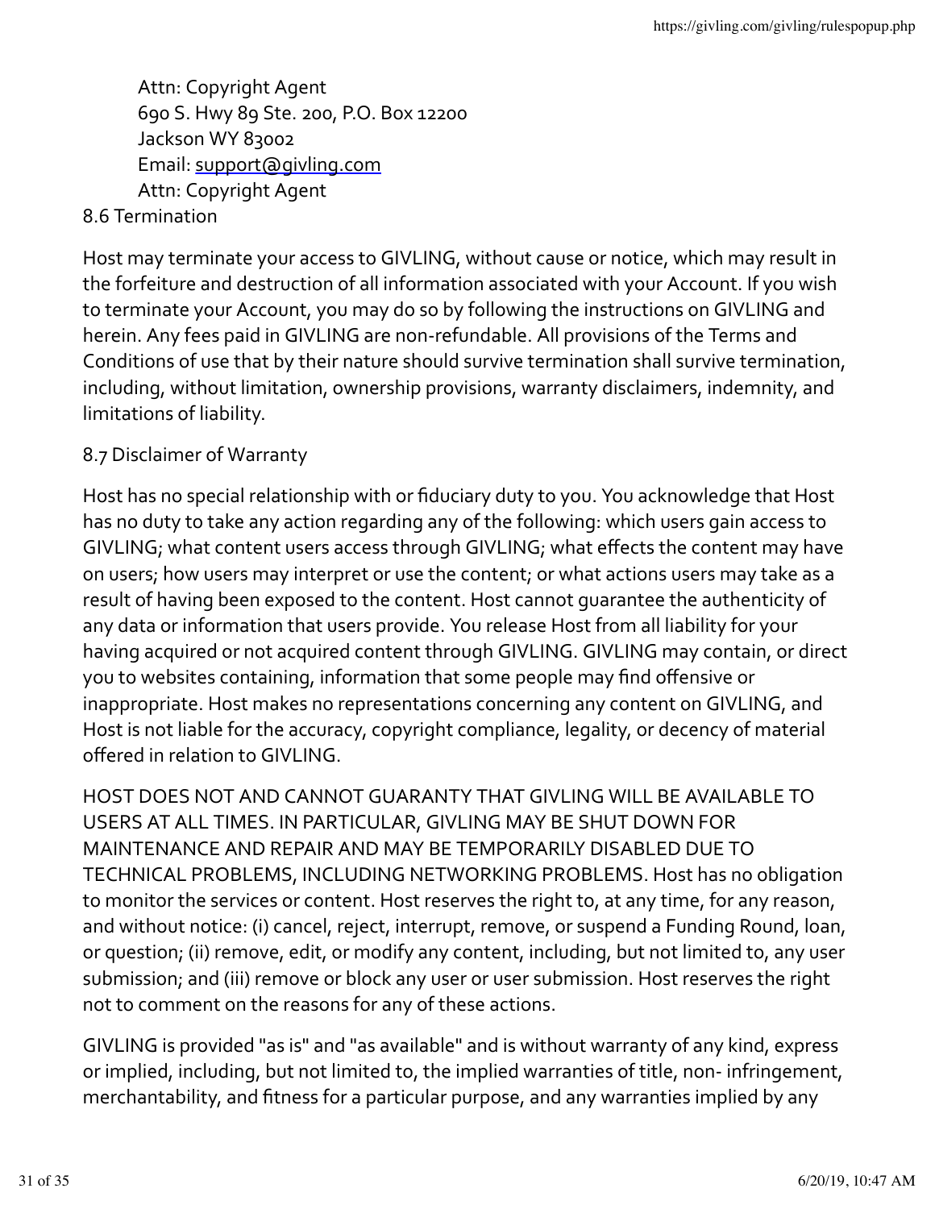Attn: Copyright Agent
690 S. Hwy 89 Ste. 200, P.O. Box 12200
Jackson WY 83002
Email: support@givling.com
Attn: Copyright Agent

8.6 Termination

Host may terminate your access to GIVLING, without cause or notice, which may result in the forfeiture and destruction of all information associated with your Account. If you wish to terminate your Account, you may do so by following the instructions on GIVLING and herein. Any fees paid in GIVLING are non-refundable. All provisions of the Terms and Conditions of use that by their nature should survive termination shall survive termination, including, without limitation, ownership provisions, warranty disclaimers, indemnity, and limitations of liability.

8.7 Disclaimer of Warranty

Host has no special relationship with or fiduciary duty to you. You acknowledge that Host has no duty to take any action regarding any of the following: which users gain access to GIVLING; what content users access through GIVLING; what effects the content may have on users; how users may interpret or use the content; or what actions users may take as a result of having been exposed to the content. Host cannot guarantee the authenticity of any data or information that users provide. You release Host from all liability for your having acquired or not acquired content through GIVLING. GIVLING may contain, or direct you to websites containing, information that some people may find offensive or inappropriate. Host makes no representations concerning any content on GIVLING, and Host is not liable for the accuracy, copyright compliance, legality, or decency of material offered in relation to GIVLING.

HOST DOES NOT AND CANNOT GUARANTY THAT GIVLING WILL BE AVAILABLE TO USERS AT ALL TIMES. IN PARTICULAR, GIVLING MAY BE SHUT DOWN FOR MAINTENANCE AND REPAIR AND MAY BE TEMPORARILY DISABLED DUE TO TECHNICAL PROBLEMS, INCLUDING NETWORKING PROBLEMS. Host has no obligation to monitor the services or content. Host reserves the right to, at any time, for any reason, and without notice: (i) cancel, reject, interrupt, remove, or suspend a Funding Round, loan, or question; (ii) remove, edit, or modify any content, including, but not limited to, any user submission; and (iii) remove or block any user or user submission. Host reserves the right not to comment on the reasons for any of these actions.

GIVLING is provided "as is" and "as available" and is without warranty of any kind, express or implied, including, but not limited to, the implied warranties of title, non- infringement, merchantability, and fitness for a particular purpose, and any warranties implied by any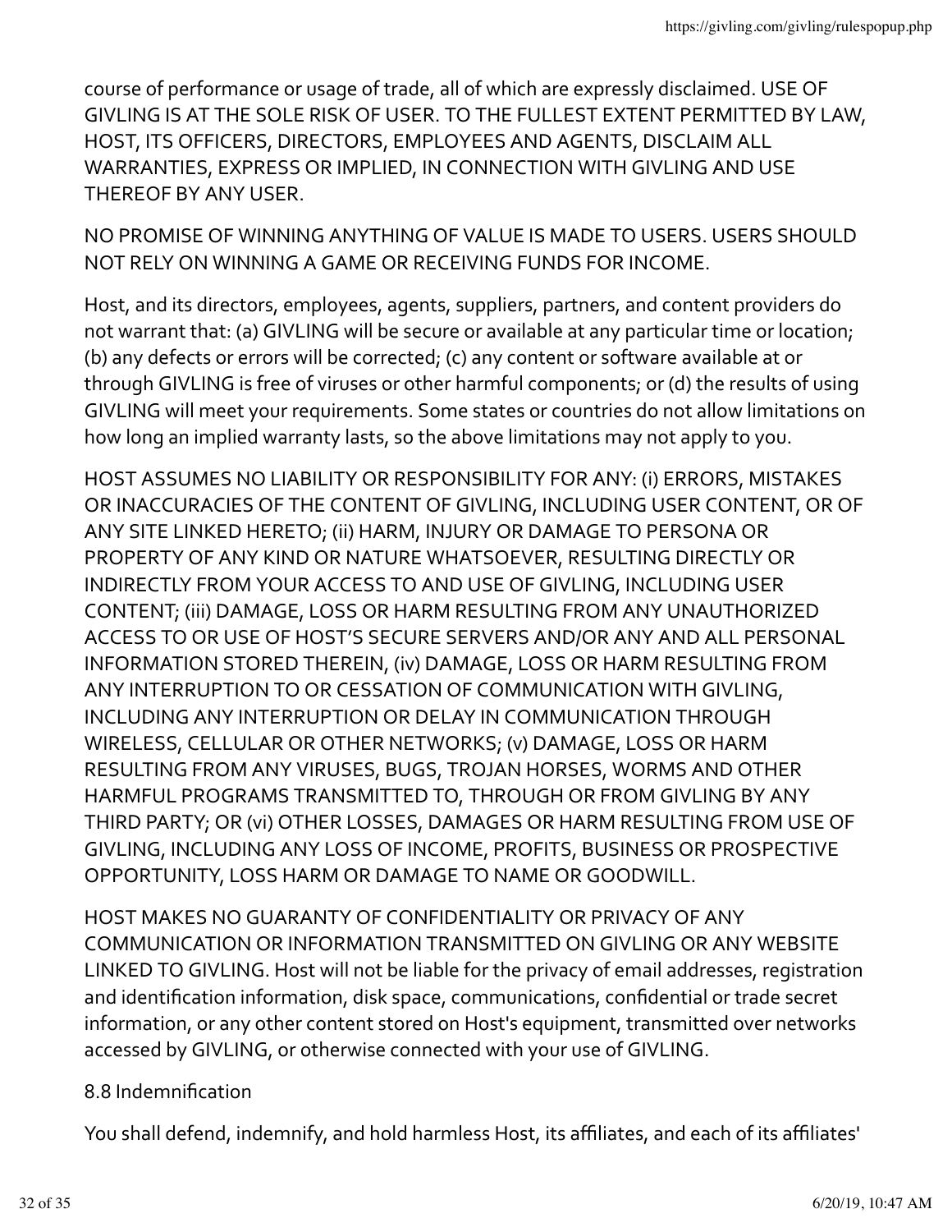course of performance or usage of trade, all of which are expressly disclaimed. USE OF GIVLING IS AT THE SOLE RISK OF USER. TO THE FULLEST EXTENT PERMITTED BY LAW, HOST, ITS OFFICERS, DIRECTORS, EMPLOYEES AND AGENTS, DISCLAIM ALL WARRANTIES, EXPRESS OR IMPLIED, IN CONNECTION WITH GIVLING AND USE THEREOF BY ANY USER.

NO PROMISE OF WINNING ANYTHING OF VALUE IS MADE TO USERS. USERS SHOULD NOT RELY ON WINNING A GAME OR RECEIVING FUNDS FOR INCOME.

Host, and its directors, employees, agents, suppliers, partners, and content providers do not warrant that: (a) GIVLING will be secure or available at any particular time or location; (b) any defects or errors will be corrected; (c) any content or software available at or through GIVLING is free of viruses or other harmful components; or (d) the results of using GIVLING will meet your requirements. Some states or countries do not allow limitations on how long an implied warranty lasts, so the above limitations may not apply to you.

HOST ASSUMES NO LIABILITY OR RESPONSIBILITY FOR ANY: (i) ERRORS, MISTAKES OR INACCURACIES OF THE CONTENT OF GIVLING, INCLUDING USER CONTENT, OR OF ANY SITE LINKED HERETO; (ii) HARM, INJURY OR DAMAGE TO PERSONA OR PROPERTY OF ANY KIND OR NATURE WHATSOEVER, RESULTING DIRECTLY OR INDIRECTLY FROM YOUR ACCESS TO AND USE OF GIVLING, INCLUDING USER CONTENT; (iii) DAMAGE, LOSS OR HARM RESULTING FROM ANY UNAUTHORIZED ACCESS TO OR USE OF HOST'S SECURE SERVERS AND/OR ANY AND ALL PERSONAL INFORMATION STORED THEREIN, (iv) DAMAGE, LOSS OR HARM RESULTING FROM ANY INTERRUPTION TO OR CESSATION OF COMMUNICATION WITH GIVLING, INCLUDING ANY INTERRUPTION OR DELAY IN COMMUNICATION THROUGH WIRELESS, CELLULAR OR OTHER NETWORKS; (v) DAMAGE, LOSS OR HARM RESULTING FROM ANY VIRUSES, BUGS, TROJAN HORSES, WORMS AND OTHER HARMFUL PROGRAMS TRANSMITTED TO, THROUGH OR FROM GIVLING BY ANY THIRD PARTY; OR (vi) OTHER LOSSES, DAMAGES OR HARM RESULTING FROM USE OF GIVLING, INCLUDING ANY LOSS OF INCOME, PROFITS, BUSINESS OR PROSPECTIVE OPPORTUNITY, LOSS HARM OR DAMAGE TO NAME OR GOODWILL.

HOST MAKES NO GUARANTY OF CONFIDENTIALITY OR PRIVACY OF ANY COMMUNICATION OR INFORMATION TRANSMITTED ON GIVLING OR ANY WEBSITE LINKED TO GIVLING. Host will not be liable for the privacy of email addresses, registration and identification information, disk space, communications, confidential or trade secret information, or any other content stored on Host's equipment, transmitted over networks accessed by GIVLING, or otherwise connected with your use of GIVLING.

8.8 Indemnification

You shall defend, indemnify, and hold harmless Host, its affiliates, and each of its affiliates'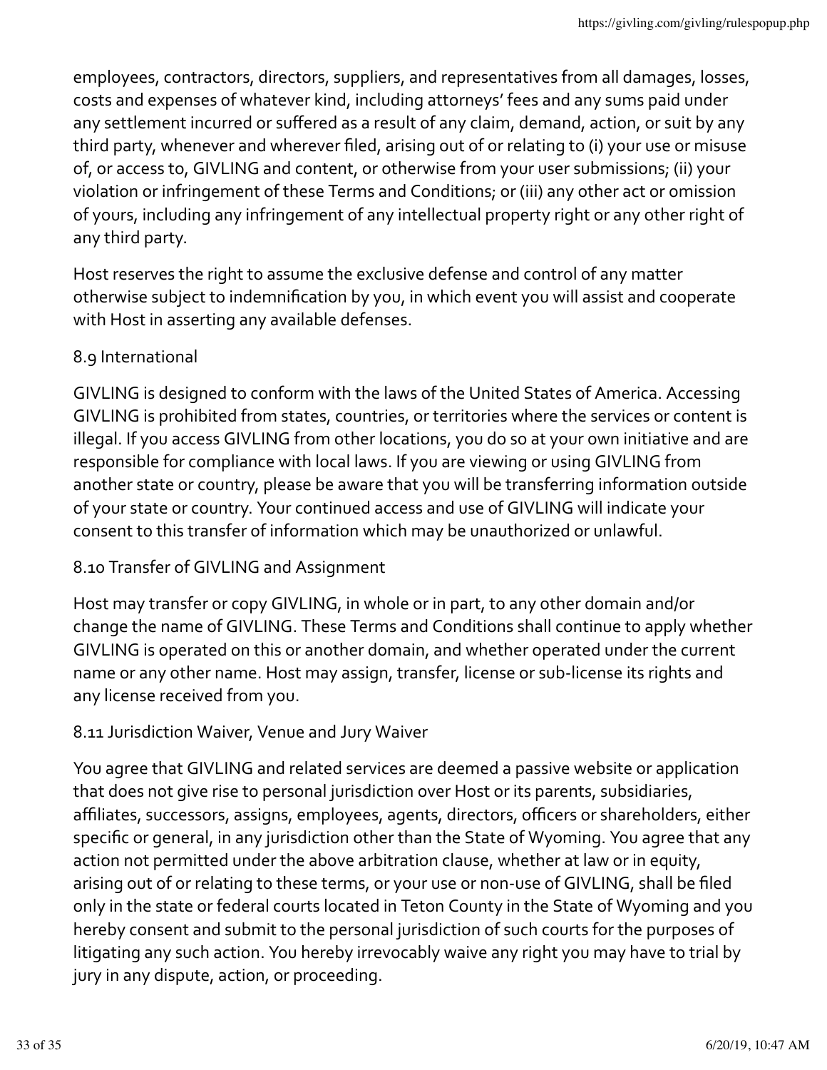employees, contractors, directors, suppliers, and representatives from all damages, losses, costs and expenses of whatever kind, including attorneys' fees and any sums paid under any settlement incurred or suffered as a result of any claim, demand, action, or suit by any third party, whenever and wherever filed, arising out of or relating to (i) your use or misuse of, or access to, GIVLING and content, or otherwise from your user submissions; (ii) your violation or infringement of these Terms and Conditions; or (iii) any other act or omission of yours, including any infringement of any intellectual property right or any other right of any third party.

Host reserves the right to assume the exclusive defense and control of any matter otherwise subject to indemnification by you, in which event you will assist and cooperate with Host in asserting any available defenses.

8.9 International

GIVLING is designed to conform with the laws of the United States of America. Accessing GIVLING is prohibited from states, countries, or territories where the services or content is illegal. If you access GIVLING from other locations, you do so at your own initiative and are responsible for compliance with local laws. If you are viewing or using GIVLING from another state or country, please be aware that you will be transferring information outside of your state or country. Your continued access and use of GIVLING will indicate your consent to this transfer of information which may be unauthorized or unlawful.

8.10 Transfer of GIVLING and Assignment

Host may transfer or copy GIVLING, in whole or in part, to any other domain and/or change the name of GIVLING. These Terms and Conditions shall continue to apply whether GIVLING is operated on this or another domain, and whether operated under the current name or any other name. Host may assign, transfer, license or sub-license its rights and any license received from you.

8.11 Jurisdiction Waiver, Venue and Jury Waiver

You agree that GIVLING and related services are deemed a passive website or application that does not give rise to personal jurisdiction over Host or its parents, subsidiaries, affiliates, successors, assigns, employees, agents, directors, officers or shareholders, either specific or general, in any jurisdiction other than the State of Wyoming. You agree that any action not permitted under the above arbitration clause, whether at law or in equity, arising out of or relating to these terms, or your use or non-use of GIVLING, shall be filed only in the state or federal courts located in Teton County in the State of Wyoming and you hereby consent and submit to the personal jurisdiction of such courts for the purposes of litigating any such action. You hereby irrevocably waive any right you may have to trial by jury in any dispute, action, or proceeding.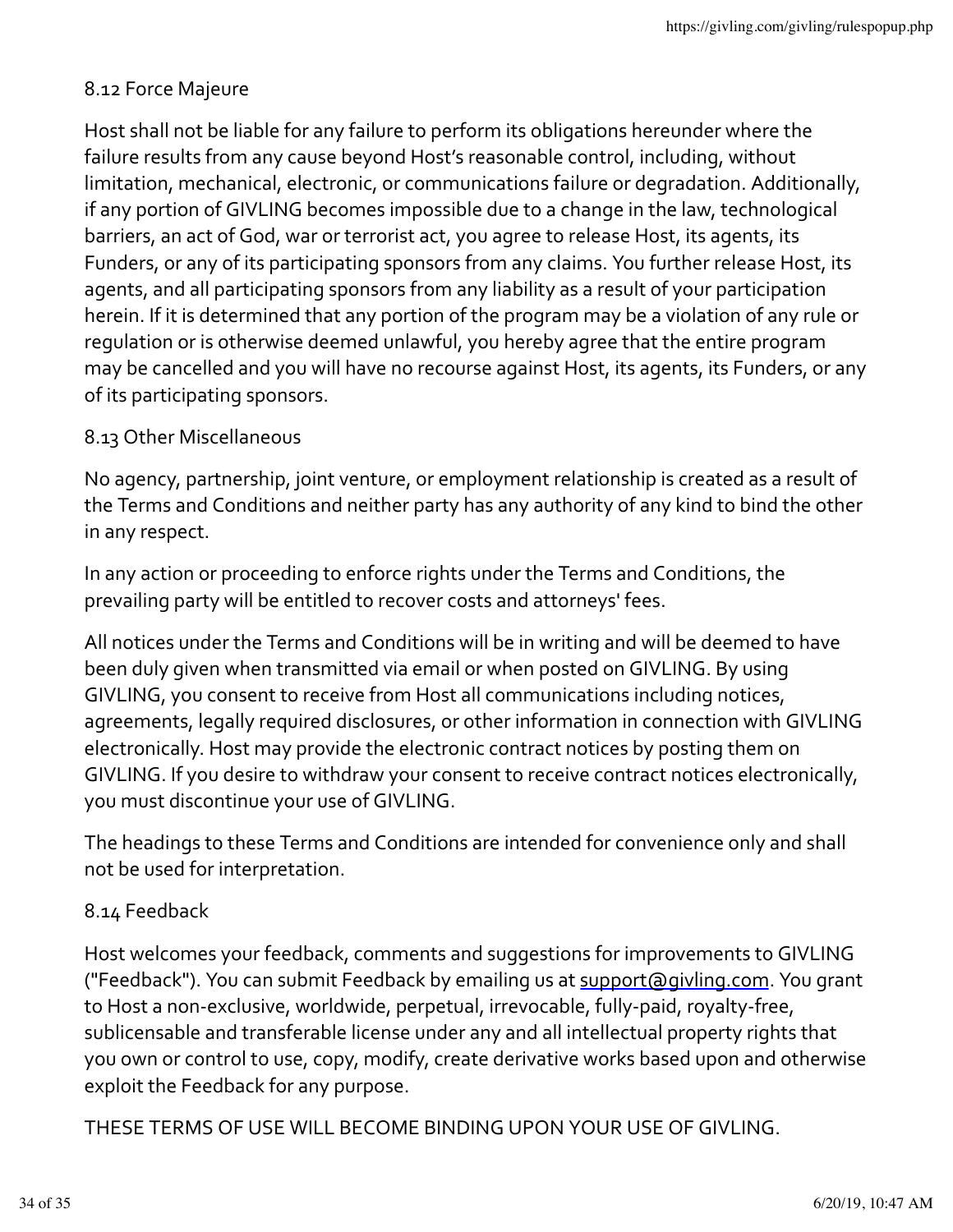### 8.12 Force Majeure

Host shall not be liable for any failure to perform its obligations hereunder where the failure results from any cause beyond Host's reasonable control, including, without limitation, mechanical, electronic, or communications failure or degradation. Additionally, if any portion of GIVLING becomes impossible due to a change in the law, technological barriers, an act of God, war or terrorist act, you agree to release Host, its agents, its Funders, or any of its participating sponsors from any claims. You further release Host, its agents, and all participating sponsors from any liability as a result of your participation herein. If it is determined that any portion of the program may be a violation of any rule or regulation or is otherwise deemed unlawful, you hereby agree that the entire program may be cancelled and you will have no recourse against Host, its agents, its Funders, or any of its participating sponsors.

### 8.13 Other Miscellaneous

No agency, partnership, joint venture, or employment relationship is created as a result of the Terms and Conditions and neither party has any authority of any kind to bind the other in any respect.

In any action or proceeding to enforce rights under the Terms and Conditions, the prevailing party will be entitled to recover costs and attorneys' fees.

All notices under the Terms and Conditions will be in writing and will be deemed to have been duly given when transmitted via email or when posted on GIVLING. By using GIVLING, you consent to receive from Host all communications including notices, agreements, legally required disclosures, or other information in connection with GIVLING electronically. Host may provide the electronic contract notices by posting them on GIVLING. If you desire to withdraw your consent to receive contract notices electronically, you must discontinue your use of GIVLING.

The headings to these Terms and Conditions are intended for convenience only and shall not be used for interpretation.

### 8.14 Feedback

Host welcomes your feedback, comments and suggestions for improvements to GIVLING ("Feedback"). You can submit Feedback by emailing us at support@givling.com. You grant to Host a non-exclusive, worldwide, perpetual, irrevocable, fully-paid, royalty-free, sublicensable and transferable license under any and all intellectual property rights that you own or control to use, copy, modify, create derivative works based upon and otherwise exploit the Feedback for any purpose.

THESE TERMS OF USE WILL BECOME BINDING UPON YOUR USE OF GIVLING.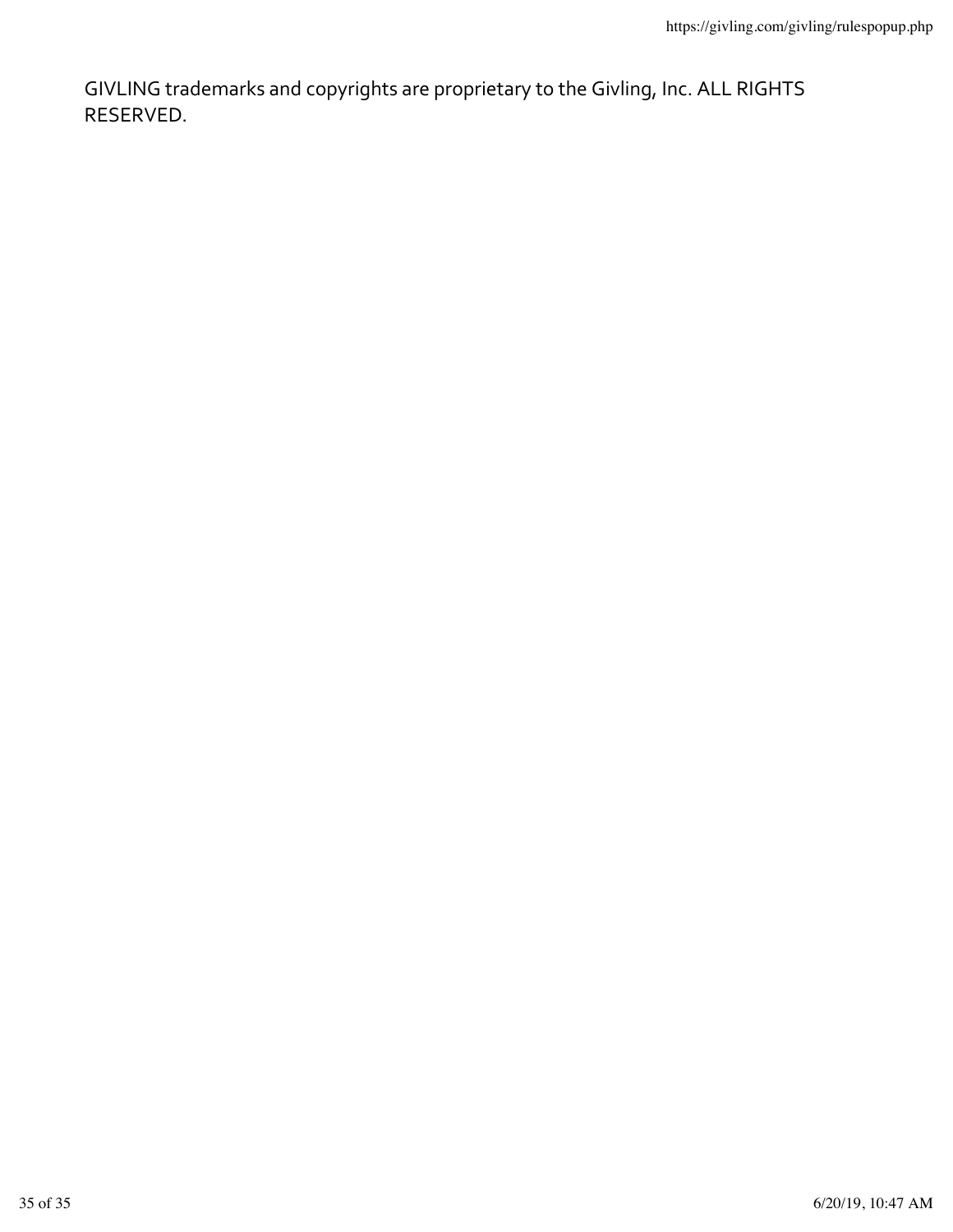GIVLING trademarks and copyrights are proprietary to the Givling, Inc. ALL RIGHTS RESERVED.